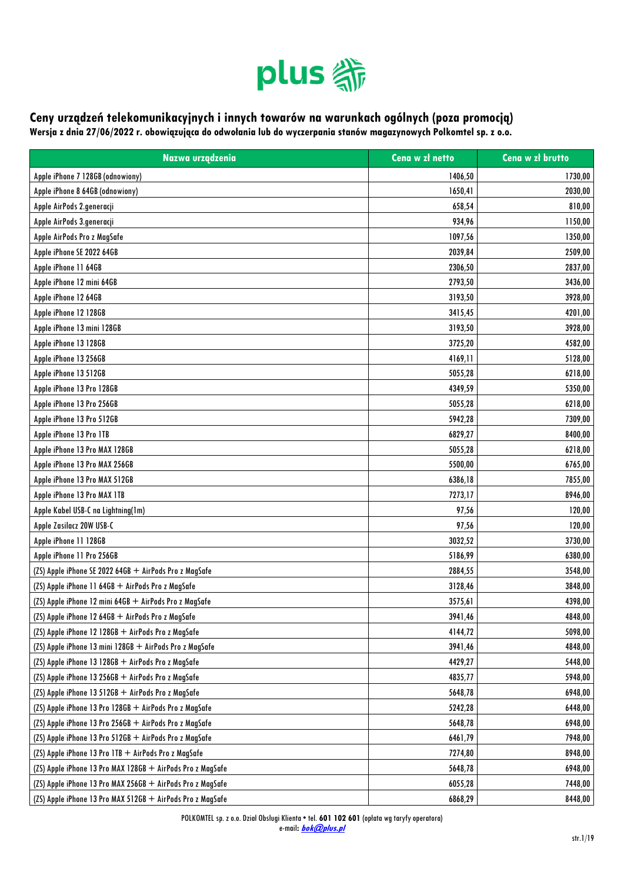plus

## Ceny urządzeń telekomunikacyjnych i innych towarów na warunkach ogólnych (poza promocją)

**Wersja z dnia 27/06/2022 r. obowiązująca do odwołania lub do wyczerpania stanów magazynowych Polkomtel sp. z o.o.**

| Nazwa urządzenia | Cena w zł netto | Cena w zł brutto |
|---|---|---|
| Apple iPhone 7 128GB (odnowiony) | 1406,50 | 1730,00 |
| Apple iPhone 8 64GB (odnowiony) | 1650,41 | 2030,00 |
| Apple AirPods 2.generacji | 658,54 | 810,00 |
| Apple AirPods 3.generacji | 934,96 | 1150,00 |
| Apple AirPods Pro z MagSafe | 1097,56 | 1350,00 |
| Apple iPhone SE 2022 64GB | 2039,84 | 2509,00 |
| Apple iPhone 11 64GB | 2306,50 | 2837,00 |
| Apple iPhone 12 mini 64GB | 2793,50 | 3436,00 |
| Apple iPhone 12 64GB | 3193,50 | 3928,00 |
| Apple iPhone 12 128GB | 3415,45 | 4201,00 |
| Apple iPhone 13 mini 128GB | 3193,50 | 3928,00 |
| Apple iPhone 13 128GB | 3725,20 | 4582,00 |
| Apple iPhone 13 256GB | 4169,11 | 5128,00 |
| Apple iPhone 13 512GB | 5055,28 | 6218,00 |
| Apple iPhone 13 Pro 128GB | 4349,59 | 5350,00 |
| Apple iPhone 13 Pro 256GB | 5055,28 | 6218,00 |
| Apple iPhone 13 Pro 512GB | 5942,28 | 7309,00 |
| Apple iPhone 13 Pro 1TB | 6829,27 | 8400,00 |
| Apple iPhone 13 Pro MAX 128GB | 5055,28 | 6218,00 |
| Apple iPhone 13 Pro MAX 256GB | 5500,00 | 6765,00 |
| Apple iPhone 13 Pro MAX 512GB | 6386,18 | 7855,00 |
| Apple iPhone 13 Pro MAX 1TB | 7273,17 | 8946,00 |
| Apple Kabel USB-C na Lightning(1m) | 97,56 | 120,00 |
| Apple Zasilacz 20W USB-C | 97,56 | 120,00 |
| Apple iPhone 11 128GB | 3032,52 | 3730,00 |
| Apple iPhone 11 Pro 256GB | 5186,99 | 6380,00 |
| (ZS) Apple iPhone SE 2022 64GB + AirPods Pro z MagSafe | 2884,55 | 3548,00 |
| (ZS) Apple iPhone 11 64GB + AirPods Pro z MagSafe | 3128,46 | 3848,00 |
| (ZS) Apple iPhone 12 mini 64GB + AirPods Pro z MagSafe | 3575,61 | 4398,00 |
| (ZS) Apple iPhone 12 64GB + AirPods Pro z MagSafe | 3941,46 | 4848,00 |
| (ZS) Apple iPhone 12 128GB + AirPods Pro z MagSafe | 4144,72 | 5098,00 |
| (ZS) Apple iPhone 13 mini 128GB + AirPods Pro z MagSafe | 3941,46 | 4848,00 |
| (ZS) Apple iPhone 13 128GB + AirPods Pro z MagSafe | 4429,27 | 5448,00 |
| (ZS) Apple iPhone 13 256GB + AirPods Pro z MagSafe | 4835,77 | 5948,00 |
| (ZS) Apple iPhone 13 512GB + AirPods Pro z MagSafe | 5648,78 | 6948,00 |
| (ZS) Apple iPhone 13 Pro 128GB + AirPods Pro z MagSafe | 5242,28 | 6448,00 |
| (ZS) Apple iPhone 13 Pro 256GB + AirPods Pro z MagSafe | 5648,78 | 6948,00 |
| (ZS) Apple iPhone 13 Pro 512GB + AirPods Pro z MagSafe | 6461,79 | 7948,00 |
| (ZS) Apple iPhone 13 Pro 1TB + AirPods Pro z MagSafe | 7274,80 | 8948,00 |
| (ZS) Apple iPhone 13 Pro MAX 128GB + AirPods Pro z MagSafe | 5648,78 | 6948,00 |
| (ZS) Apple iPhone 13 Pro MAX 256GB + AirPods Pro z MagSafe | 6055,28 | 7448,00 |
| (ZS) Apple iPhone 13 Pro MAX 512GB + AirPods Pro z MagSafe | 6868,29 | 8448,00 |

POLKOMTEL sp. z o.o. Dział Obsługi Klienta • tel. **601 102 601** (opłata wg taryfy operatora)
e-mail: ***bok@plus.pl***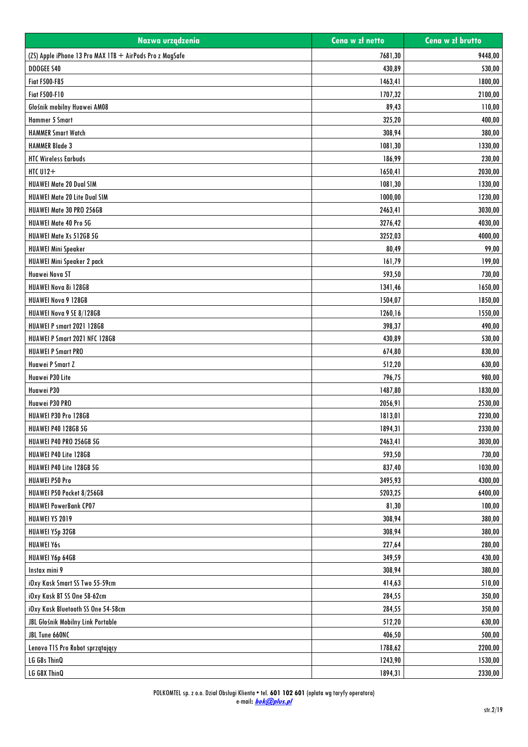| Nazwa urządzenia | Cena w zł netto | Cena w zł brutto |
| --- | --- | --- |
| (ZS) Apple iPhone 13 Pro MAX 1TB + AirPods Pro z MagSafe | 7681,30 | 9448,00 |
| DOOGEE S40 | 430,89 | 530,00 |
| Fiat F500-F85 | 1463,41 | 1800,00 |
| Fiat F500-F10 | 1707,32 | 2100,00 |
| Głośnik mobilny Huawei AM08 | 89,43 | 110,00 |
| Hammer 5 Smart | 325,20 | 400,00 |
| HAMMER Smart Watch | 308,94 | 380,00 |
| HAMMER Blade 3 | 1081,30 | 1330,00 |
| HTC Wireless Earbuds | 186,99 | 230,00 |
| HTC U12+ | 1650,41 | 2030,00 |
| HUAWEI Mate 20 Dual SIM | 1081,30 | 1330,00 |
| HUAWEI Mate 20 Lite Dual SIM | 1000,00 | 1230,00 |
| HUAWEI Mate 30 PRO 256GB | 2463,41 | 3030,00 |
| HUAWEI Mate 40 Pro 5G | 3276,42 | 4030,00 |
| HUAWEI Mate Xs 512GB 5G | 3252,03 | 4000,00 |
| HUAWEI Mini Speaker | 80,49 | 99,00 |
| HUAWEI Mini Speaker 2 pack | 161,79 | 199,00 |
| Huawei Nova 5T | 593,50 | 730,00 |
| HUAWEI Nova 8i 128GB | 1341,46 | 1650,00 |
| HUAWEI Nova 9 128GB | 1504,07 | 1850,00 |
| HUAWEI Nova 9 SE 8/128GB | 1260,16 | 1550,00 |
| HUAWEI P smart 2021 128GB | 398,37 | 490,00 |
| HUAWEI P Smart 2021 NFC 128GB | 430,89 | 530,00 |
| HUAWEI P Smart PRO | 674,80 | 830,00 |
| Huawei P Smart Z | 512,20 | 630,00 |
| Huawei P30 Lite | 796,75 | 980,00 |
| Huawei P30 | 1487,80 | 1830,00 |
| Huawei P30 PRO | 2056,91 | 2530,00 |
| HUAWEI P30 Pro 128GB | 1813,01 | 2230,00 |
| HUAWEI P40 128GB 5G | 1894,31 | 2330,00 |
| HUAWEI P40 PRO 256GB 5G | 2463,41 | 3030,00 |
| HUAWEI P40 Lite 128GB | 593,50 | 730,00 |
| HUAWEI P40 Lite 128GB 5G | 837,40 | 1030,00 |
| HUAWEI P50 Pro | 3495,93 | 4300,00 |
| HUAWEI P50 Pocket 8/256GB | 5203,25 | 6400,00 |
| HUAWEI PowerBank CP07 | 81,30 | 100,00 |
| HUAWEI Y5 2019 | 308,94 | 380,00 |
| HUAWEI Y5p 32GB | 308,94 | 380,00 |
| HUAWEI Y6s | 227,64 | 280,00 |
| HUAWEI Y6p 64GB | 349,59 | 430,00 |
| Instax mini 9 | 308,94 | 380,00 |
| iOxy Kask Smart SS Two 55-59cm | 414,63 | 510,00 |
| iOxy Kask BT SS One 58-62cm | 284,55 | 350,00 |
| iOxy Kask Bluetooth SS One 54-58cm | 284,55 | 350,00 |
| JBL Głośnik Mobilny Link Portable | 512,20 | 630,00 |
| JBL Tune 660NC | 406,50 | 500,00 |
| Lenovo T1S Pro Robot sprzątający | 1788,62 | 2200,00 |
| LG G8s ThinQ | 1243,90 | 1530,00 |
| LG G8X ThinQ | 1894,31 | 2330,00 |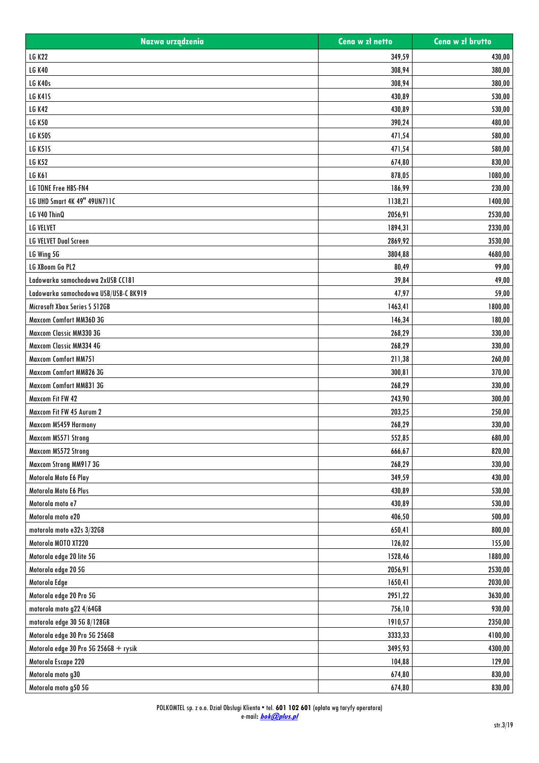| Nazwa urządzenia | Cena w zł netto | Cena w zł brutto |
|---|---|---|
| LG K22 | 349,59 | 430,00 |
| LG K40 | 308,94 | 380,00 |
| LG K40s | 308,94 | 380,00 |
| LG K41S | 430,89 | 530,00 |
| LG K42 | 430,89 | 530,00 |
| LG K50 | 390,24 | 480,00 |
| LG K50S | 471,54 | 580,00 |
| LG K51S | 471,54 | 580,00 |
| LG K52 | 674,80 | 830,00 |
| LG K61 | 878,05 | 1080,00 |
| LG TONE Free HBS-FN4 | 186,99 | 230,00 |
| LG UHD Smart 4K 49" 49UN711C | 1138,21 | 1400,00 |
| LG V40 ThinQ | 2056,91 | 2530,00 |
| LG VELVET | 1894,31 | 2330,00 |
| LG VELVET Dual Screen | 2869,92 | 3530,00 |
| LG Wing 5G | 3804,88 | 4680,00 |
| LG XBoom Go PL2 | 80,49 | 99,00 |
| Ładowarka samochodowa 2xUSB CC181 | 39,84 | 49,00 |
| Ładowarka samochodowa USB/USB-C BK919 | 47,97 | 59,00 |
| Microsoft Xbox Series S 512GB | 1463,41 | 1800,00 |
| Maxcom Comfort MM36D 3G | 146,34 | 180,00 |
| Maxcom Classic MM330 3G | 268,29 | 330,00 |
| Maxcom Classic MM334 4G | 268,29 | 330,00 |
| Maxcom Comfort MM751 | 211,38 | 260,00 |
| Maxcom Comfort MM826 3G | 300,81 | 370,00 |
| Maxcom Comfort MM831 3G | 268,29 | 330,00 |
| Maxcom Fit FW 42 | 243,90 | 300,00 |
| Maxcom Fit FW 45 Aurum 2 | 203,25 | 250,00 |
| Maxcom MS459 Harmony | 268,29 | 330,00 |
| Maxcom MS571 Strong | 552,85 | 680,00 |
| Maxcom MS572 Strong | 666,67 | 820,00 |
| Maxcom Strong MM917 3G | 268,29 | 330,00 |
| Motorola Moto E6 Play | 349,59 | 430,00 |
| Motorola Moto E6 Plus | 430,89 | 530,00 |
| Motorola moto e7 | 430,89 | 530,00 |
| Motorola moto e20 | 406,50 | 500,00 |
| motorola moto e32s 3/32GB | 650,41 | 800,00 |
| Motorola MOTO XT220 | 126,02 | 155,00 |
| Motorola edge 20 lite 5G | 1528,46 | 1880,00 |
| Motorola edge 20 5G | 2056,91 | 2530,00 |
| Motorola Edge | 1650,41 | 2030,00 |
| Motorola edge 20 Pro 5G | 2951,22 | 3630,00 |
| motorola moto g22 4/64GB | 756,10 | 930,00 |
| motorola edge 30 5G 8/128GB | 1910,57 | 2350,00 |
| Motorola edge 30 Pro 5G 256GB | 3333,33 | 4100,00 |
| Motorola edge 30 Pro 5G 256GB + rysik | 3495,93 | 4300,00 |
| Motorola Escape 220 | 104,88 | 129,00 |
| Motorola moto g30 | 674,80 | 830,00 |
| Motorola moto g50 5G | 674,80 | 830,00 |

POLKOMTEL sp. z o.o. Dział Obsługi Klienta • tel. **601 102 601** (opłata wg taryfy operatora)
e-mail: ***bok@plus.pl***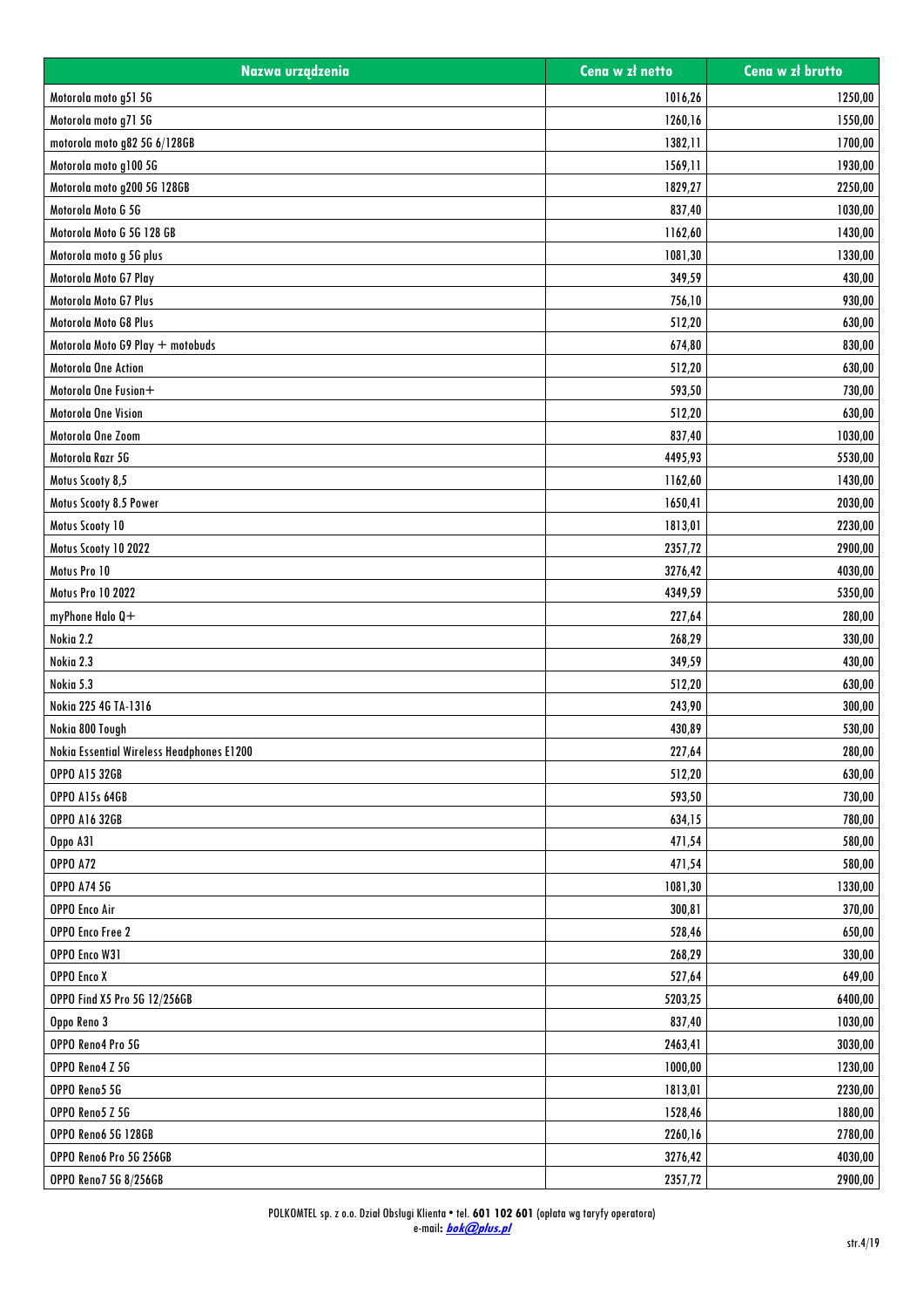| Nazwa urządzenia | Cena w zł netto | Cena w zł brutto |
| --- | --- | --- |
| Motorola moto g51 5G | 1016,26 | 1250,00 |
| Motorola moto g71 5G | 1260,16 | 1550,00 |
| motorola moto g82 5G 6/128GB | 1382,11 | 1700,00 |
| Motorola moto g100 5G | 1569,11 | 1930,00 |
| Motorola moto g200 5G 128GB | 1829,27 | 2250,00 |
| Motorola Moto G 5G | 837,40 | 1030,00 |
| Motorola Moto G 5G 128 GB | 1162,60 | 1430,00 |
| Motorola moto g 5G plus | 1081,30 | 1330,00 |
| Motorola Moto G7 Play | 349,59 | 430,00 |
| Motorola Moto G7 Plus | 756,10 | 930,00 |
| Motorola Moto G8 Plus | 512,20 | 630,00 |
| Motorola Moto G9 Play + motobuds | 674,80 | 830,00 |
| Motorola One Action | 512,20 | 630,00 |
| Motorola One Fusion+ | 593,50 | 730,00 |
| Motorola One Vision | 512,20 | 630,00 |
| Motorola One Zoom | 837,40 | 1030,00 |
| Motorola Razr 5G | 4495,93 | 5530,00 |
| Motus Scooty 8,5 | 1162,60 | 1430,00 |
| Motus Scooty 8.5 Power | 1650,41 | 2030,00 |
| Motus Scooty 10 | 1813,01 | 2230,00 |
| Motus Scooty 10 2022 | 2357,72 | 2900,00 |
| Motus Pro 10 | 3276,42 | 4030,00 |
| Motus Pro 10 2022 | 4349,59 | 5350,00 |
| myPhone Halo Q+ | 227,64 | 280,00 |
| Nokia 2.2 | 268,29 | 330,00 |
| Nokia 2.3 | 349,59 | 430,00 |
| Nokia 5.3 | 512,20 | 630,00 |
| Nokia 225 4G TA-1316 | 243,90 | 300,00 |
| Nokia 800 Tough | 430,89 | 530,00 |
| Nokia Essential Wireless Headphones E1200 | 227,64 | 280,00 |
| OPPO A15 32GB | 512,20 | 630,00 |
| OPPO A15s 64GB | 593,50 | 730,00 |
| OPPO A16 32GB | 634,15 | 780,00 |
| Oppo A31 | 471,54 | 580,00 |
| OPPO A72 | 471,54 | 580,00 |
| OPPO A74 5G | 1081,30 | 1330,00 |
| OPPO Enco Air | 300,81 | 370,00 |
| OPPO Enco Free 2 | 528,46 | 650,00 |
| OPPO Enco W31 | 268,29 | 330,00 |
| OPPO Enco X | 527,64 | 649,00 |
| OPPO Find X5 Pro 5G 12/256GB | 5203,25 | 6400,00 |
| Oppo Reno 3 | 837,40 | 1030,00 |
| OPPO Reno4 Pro 5G | 2463,41 | 3030,00 |
| OPPO Reno4 Z 5G | 1000,00 | 1230,00 |
| OPPO Reno5 5G | 1813,01 | 2230,00 |
| OPPO Reno5 Z 5G | 1528,46 | 1880,00 |
| OPPO Reno6 5G 128GB | 2260,16 | 2780,00 |
| OPPO Reno6 Pro 5G 256GB | 3276,42 | 4030,00 |
| OPPO Reno7 5G 8/256GB | 2357,72 | 2900,00 |

POLKOMTEL sp. z o.o. Dział Obsługi Klienta • tel. **601 102 601** (opłata wg taryfy operatora)
e-mail: ***bok@plus.pl***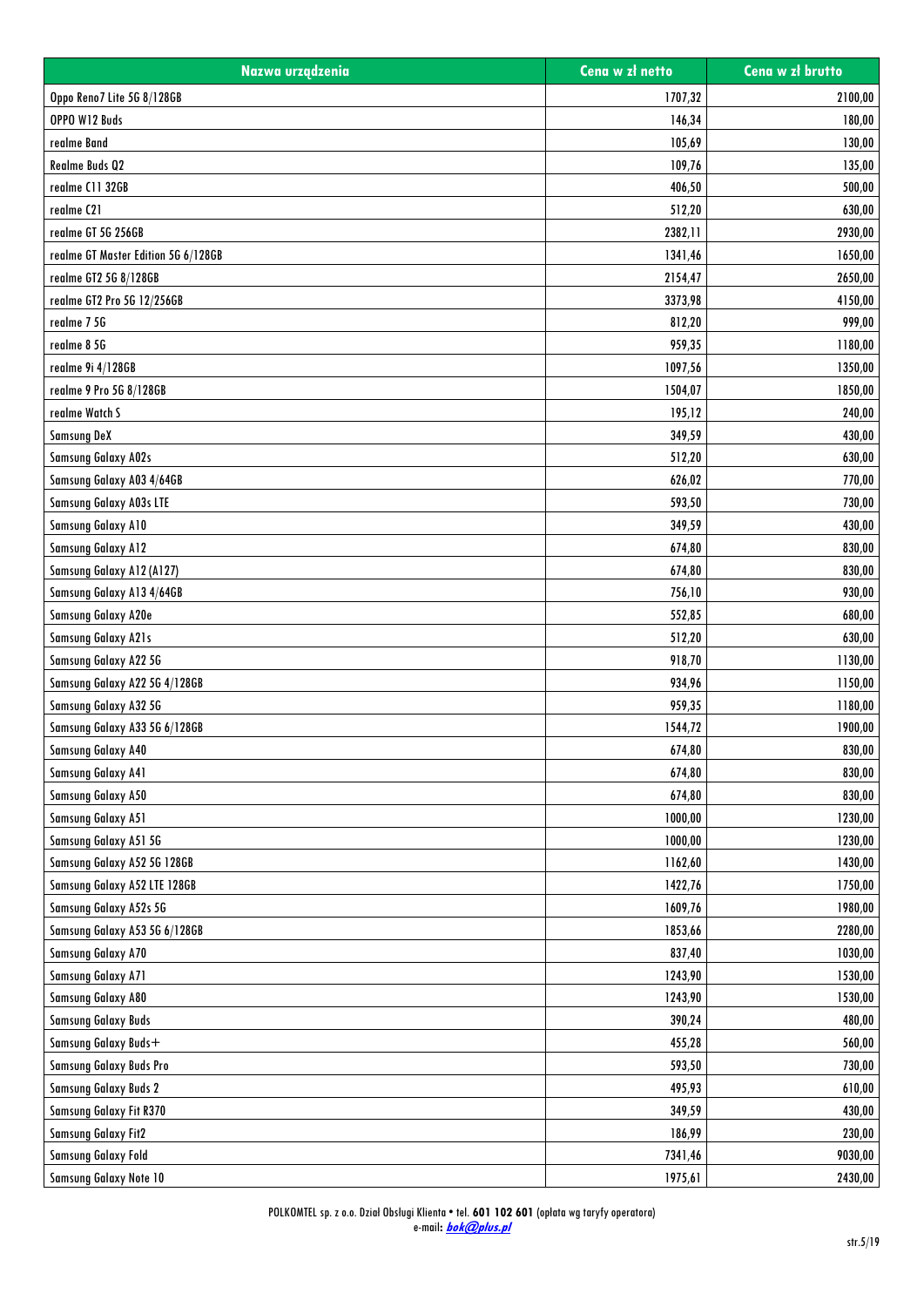| Nazwa urządzenia | Cena w zł netto | Cena w zł brutto |
|---|---|---|
| Oppo Reno7 Lite 5G 8/128GB | 1707,32 | 2100,00 |
| OPPO W12 Buds | 146,34 | 180,00 |
| realme Band | 105,69 | 130,00 |
| Realme Buds Q2 | 109,76 | 135,00 |
| realme C11 32GB | 406,50 | 500,00 |
| realme C21 | 512,20 | 630,00 |
| realme GT 5G 256GB | 2382,11 | 2930,00 |
| realme GT Master Edition 5G 6/128GB | 1341,46 | 1650,00 |
| realme GT2 5G 8/128GB | 2154,47 | 2650,00 |
| realme GT2 Pro 5G 12/256GB | 3373,98 | 4150,00 |
| realme 7 5G | 812,20 | 999,00 |
| realme 8 5G | 959,35 | 1180,00 |
| realme 9i 4/128GB | 1097,56 | 1350,00 |
| realme 9 Pro 5G 8/128GB | 1504,07 | 1850,00 |
| realme Watch S | 195,12 | 240,00 |
| Samsung DeX | 349,59 | 430,00 |
| Samsung Galaxy A02s | 512,20 | 630,00 |
| Samsung Galaxy A03 4/64GB | 626,02 | 770,00 |
| Samsung Galaxy A03s LTE | 593,50 | 730,00 |
| Samsung Galaxy A10 | 349,59 | 430,00 |
| Samsung Galaxy A12 | 674,80 | 830,00 |
| Samsung Galaxy A12 (A127) | 674,80 | 830,00 |
| Samsung Galaxy A13 4/64GB | 756,10 | 930,00 |
| Samsung Galaxy A20e | 552,85 | 680,00 |
| Samsung Galaxy A21s | 512,20 | 630,00 |
| Samsung Galaxy A22 5G | 918,70 | 1130,00 |
| Samsung Galaxy A22 5G 4/128GB | 934,96 | 1150,00 |
| Samsung Galaxy A32 5G | 959,35 | 1180,00 |
| Samsung Galaxy A33 5G 6/128GB | 1544,72 | 1900,00 |
| Samsung Galaxy A40 | 674,80 | 830,00 |
| Samsung Galaxy A41 | 674,80 | 830,00 |
| Samsung Galaxy A50 | 674,80 | 830,00 |
| Samsung Galaxy A51 | 1000,00 | 1230,00 |
| Samsung Galaxy A51 5G | 1000,00 | 1230,00 |
| Samsung Galaxy A52 5G 128GB | 1162,60 | 1430,00 |
| Samsung Galaxy A52 LTE 128GB | 1422,76 | 1750,00 |
| Samsung Galaxy A52s 5G | 1609,76 | 1980,00 |
| Samsung Galaxy A53 5G 6/128GB | 1853,66 | 2280,00 |
| Samsung Galaxy A70 | 837,40 | 1030,00 |
| Samsung Galaxy A71 | 1243,90 | 1530,00 |
| Samsung Galaxy A80 | 1243,90 | 1530,00 |
| Samsung Galaxy Buds | 390,24 | 480,00 |
| Samsung Galaxy Buds+ | 455,28 | 560,00 |
| Samsung Galaxy Buds Pro | 593,50 | 730,00 |
| Samsung Galaxy Buds 2 | 495,93 | 610,00 |
| Samsung Galaxy Fit R370 | 349,59 | 430,00 |
| Samsung Galaxy Fit2 | 186,99 | 230,00 |
| Samsung Galaxy Fold | 7341,46 | 9030,00 |
| Samsung Galaxy Note 10 | 1975,61 | 2430,00 |

POLKOMTEL sp. z o.o. Dział Obsługi Klienta • tel. **601 102 601** (opłata wg taryfy operatora)
e-mail: ***bok@plus.pl***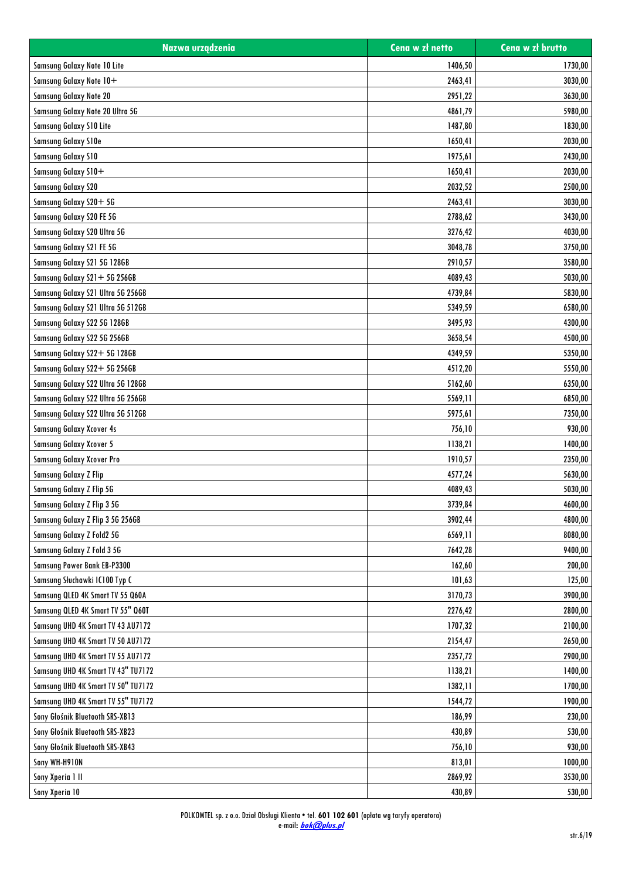| Nazwa urządzenia | Cena w zł netto | Cena w zł brutto |
|---|---|---|
| Samsung Galaxy Note 10 Lite | 1406,50 | 1730,00 |
| Samsung Galaxy Note 10+ | 2463,41 | 3030,00 |
| Samsung Galaxy Note 20 | 2951,22 | 3630,00 |
| Samsung Galaxy Note 20 Ultra 5G | 4861,79 | 5980,00 |
| Samsung Galaxy S10 Lite | 1487,80 | 1830,00 |
| Samsung Galaxy S10e | 1650,41 | 2030,00 |
| Samsung Galaxy S10 | 1975,61 | 2430,00 |
| Samsung Galaxy S10+ | 1650,41 | 2030,00 |
| Samsung Galaxy S20 | 2032,52 | 2500,00 |
| Samsung Galaxy S20+ 5G | 2463,41 | 3030,00 |
| Samsung Galaxy S20 FE 5G | 2788,62 | 3430,00 |
| Samsung Galaxy S20 Ultra 5G | 3276,42 | 4030,00 |
| Samsung Galaxy S21 FE 5G | 3048,78 | 3750,00 |
| Samsung Galaxy S21 5G 128GB | 2910,57 | 3580,00 |
| Samsung Galaxy S21+ 5G 256GB | 4089,43 | 5030,00 |
| Samsung Galaxy S21 Ultra 5G 256GB | 4739,84 | 5830,00 |
| Samsung Galaxy S21 Ultra 5G 512GB | 5349,59 | 6580,00 |
| Samsung Galaxy S22 5G 128GB | 3495,93 | 4300,00 |
| Samsung Galaxy S22 5G 256GB | 3658,54 | 4500,00 |
| Samsung Galaxy S22+ 5G 128GB | 4349,59 | 5350,00 |
| Samsung Galaxy S22+ 5G 256GB | 4512,20 | 5550,00 |
| Samsung Galaxy S22 Ultra 5G 128GB | 5162,60 | 6350,00 |
| Samsung Galaxy S22 Ultra 5G 256GB | 5569,11 | 6850,00 |
| Samsung Galaxy S22 Ultra 5G 512GB | 5975,61 | 7350,00 |
| Samsung Galaxy Xcover 4s | 756,10 | 930,00 |
| Samsung Galaxy Xcover 5 | 1138,21 | 1400,00 |
| Samsung Galaxy Xcover Pro | 1910,57 | 2350,00 |
| Samsung Galaxy Z Flip | 4577,24 | 5630,00 |
| Samsung Galaxy Z Flip 5G | 4089,43 | 5030,00 |
| Samsung Galaxy Z Flip 3 5G | 3739,84 | 4600,00 |
| Samsung Galaxy Z Flip 3 5G 256GB | 3902,44 | 4800,00 |
| Samsung Galaxy Z Fold2 5G | 6569,11 | 8080,00 |
| Samsung Galaxy Z Fold 3 5G | 7642,28 | 9400,00 |
| Samsung Power Bank EB-P3300 | 162,60 | 200,00 |
| Samsung Słuchawki IC100 Typ C | 101,63 | 125,00 |
| Samsung QLED 4K Smart TV 55 Q60A | 3170,73 | 3900,00 |
| Samsung QLED 4K Smart TV 55" Q60T | 2276,42 | 2800,00 |
| Samsung UHD 4K Smart TV 43 AU7172 | 1707,32 | 2100,00 |
| Samsung UHD 4K Smart TV 50 AU7172 | 2154,47 | 2650,00 |
| Samsung UHD 4K Smart TV 55 AU7172 | 2357,72 | 2900,00 |
| Samsung UHD 4K Smart TV 43" TU7172 | 1138,21 | 1400,00 |
| Samsung UHD 4K Smart TV 50" TU7172 | 1382,11 | 1700,00 |
| Samsung UHD 4K Smart TV 55" TU7172 | 1544,72 | 1900,00 |
| Sony Głośnik Bluetooth SRS-XB13 | 186,99 | 230,00 |
| Sony Głośnik Bluetooth SRS-XB23 | 430,89 | 530,00 |
| Sony Głośnik Bluetooth SRS-XB43 | 756,10 | 930,00 |
| Sony WH-H910N | 813,01 | 1000,00 |
| Sony Xperia 1 II | 2869,92 | 3530,00 |
| Sony Xperia 10 | 430,89 | 530,00 |

POLKOMTEL sp. z o.o. Dział Obsługi Klienta • tel. **601 102 601** (opłata wg taryfy operatora)
e-mail: ***bok@plus.pl***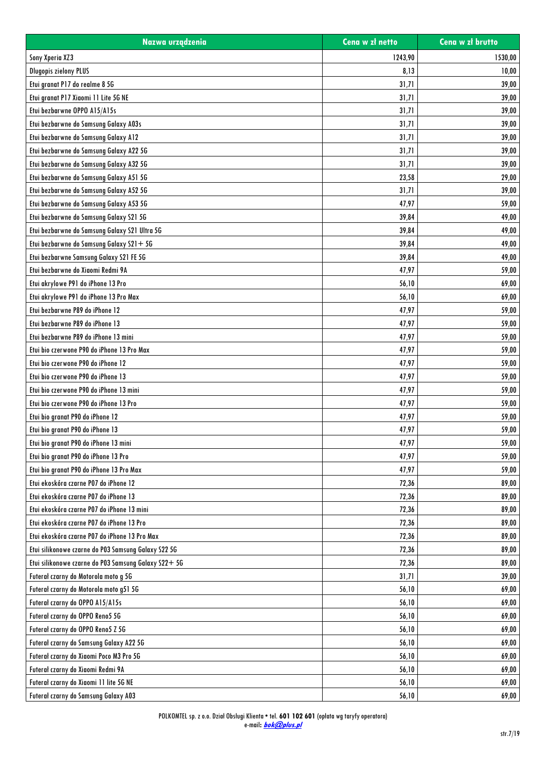| Nazwa urządzenia | Cena w zł netto | Cena w zł brutto |
|---|---|---|
| Sony Xperia XZ3 | 1243,90 | 1530,00 |
| Dlugopis zielony PLUS | 8,13 | 10,00 |
| Etui granat P17 do realme 8 5G | 31,71 | 39,00 |
| Etui granat P17 Xiaomi 11 Lite 5G NE | 31,71 | 39,00 |
| Etui bezbarwne OPPO A15/A15s | 31,71 | 39,00 |
| Etui bezbarwne do Samsung Galaxy A03s | 31,71 | 39,00 |
| Etui bezbarwne do Samsung Galaxy A12 | 31,71 | 39,00 |
| Etui bezbarwne do Samsung Galaxy A22 5G | 31,71 | 39,00 |
| Etui bezbarwne do Samsung Galaxy A32 5G | 31,71 | 39,00 |
| Etui bezbarwne do Samsung Galaxy A51 5G | 23,58 | 29,00 |
| Etui bezbarwne do Samsung Galaxy A52 5G | 31,71 | 39,00 |
| Etui bezbarwne do Samsung Galaxy A53 5G | 47,97 | 59,00 |
| Etui bezbarwne do Samsung Galaxy S21 5G | 39,84 | 49,00 |
| Etui bezbarwne do Samsung Galaxy S21 Ultra 5G | 39,84 | 49,00 |
| Etui bezbarwne do Samsung Galaxy S21+ 5G | 39,84 | 49,00 |
| Etui bezbarwne Samsung Galaxy S21 FE 5G | 39,84 | 49,00 |
| Etui bezbarwne do Xiaomi Redmi 9A | 47,97 | 59,00 |
| Etui akrylowe P91 do iPhone 13 Pro | 56,10 | 69,00 |
| Etui akrylowe P91 do iPhone 13 Pro Max | 56,10 | 69,00 |
| Etui bezbarwne P89 do iPhone 12 | 47,97 | 59,00 |
| Etui bezbarwne P89 do iPhone 13 | 47,97 | 59,00 |
| Etui bezbarwne P89 do iPhone 13 mini | 47,97 | 59,00 |
| Etui bio czerwone P90 do iPhone 13 Pro Max | 47,97 | 59,00 |
| Etui bio czerwone P90 do iPhone 12 | 47,97 | 59,00 |
| Etui bio czerwone P90 do iPhone 13 | 47,97 | 59,00 |
| Etui bio czerwone P90 do iPhone 13 mini | 47,97 | 59,00 |
| Etui bio czerwone P90 do iPhone 13 Pro | 47,97 | 59,00 |
| Etui bio granat P90 do iPhone 12 | 47,97 | 59,00 |
| Etui bio granat P90 do iPhone 13 | 47,97 | 59,00 |
| Etui bio granat P90 do iPhone 13 mini | 47,97 | 59,00 |
| Etui bio granat P90 do iPhone 13 Pro | 47,97 | 59,00 |
| Etui bio granat P90 do iPhone 13 Pro Max | 47,97 | 59,00 |
| Etui ekoskóra czarne P07 do iPhone 12 | 72,36 | 89,00 |
| Etui ekoskóra czarne P07 do iPhone 13 | 72,36 | 89,00 |
| Etui ekoskóra czarne P07 do iPhone 13 mini | 72,36 | 89,00 |
| Etui ekoskóra czarne P07 do iPhone 13 Pro | 72,36 | 89,00 |
| Etui ekoskóra czarne P07 do iPhone 13 Pro Max | 72,36 | 89,00 |
| Etui silikonowe czarne do P03 Samsung Galaxy S22 5G | 72,36 | 89,00 |
| Etui silikonowe czarne do P03 Samsung Galaxy S22+ 5G | 72,36 | 89,00 |
| Futerał czarny do Motorola moto g 5G | 31,71 | 39,00 |
| Futerał czarny do Motorola moto g51 5G | 56,10 | 69,00 |
| Futerał czarny do OPPO A15/A15s | 56,10 | 69,00 |
| Futerał czarny do OPPO Reno5 5G | 56,10 | 69,00 |
| Futerał czarny do OPPO Reno5 Z 5G | 56,10 | 69,00 |
| Futerał czarny do Samsung Galaxy A22 5G | 56,10 | 69,00 |
| Futerał czarny do Xiaomi Poco M3 Pro 5G | 56,10 | 69,00 |
| Futerał czarny do Xiaomi Redmi 9A | 56,10 | 69,00 |
| Futerał czarny do Xiaomi 11 lite 5G NE | 56,10 | 69,00 |
| Futerał czarny do Samsung Galaxy A03 | 56,10 | 69,00 |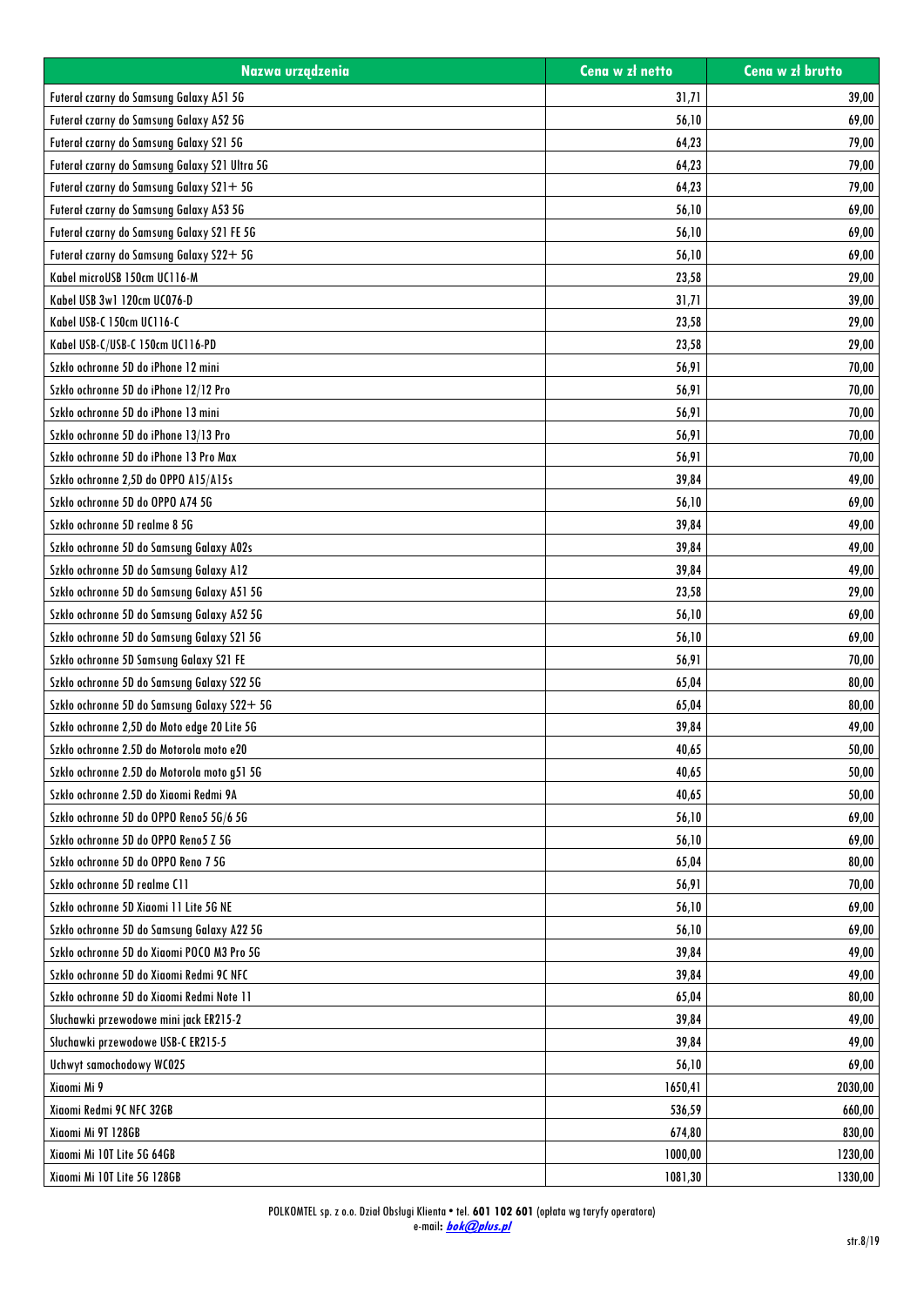| Nazwa urządzenia | Cena w zł netto | Cena w zł brutto |
|---|---|---|
| Futerał czarny do Samsung Galaxy A51 5G | 31,71 | 39,00 |
| Futerał czarny do Samsung Galaxy A52 5G | 56,10 | 69,00 |
| Futerał czarny do Samsung Galaxy S21 5G | 64,23 | 79,00 |
| Futerał czarny do Samsung Galaxy S21 Ultra 5G | 64,23 | 79,00 |
| Futerał czarny do Samsung Galaxy S21+ 5G | 64,23 | 79,00 |
| Futerał czarny do Samsung Galaxy A53 5G | 56,10 | 69,00 |
| Futerał czarny do Samsung Galaxy S21 FE 5G | 56,10 | 69,00 |
| Futerał czarny do Samsung Galaxy S22+ 5G | 56,10 | 69,00 |
| Kabel microUSB 150cm UC116-M | 23,58 | 29,00 |
| Kabel USB 3w1 120cm UC076-D | 31,71 | 39,00 |
| Kabel USB-C 150cm UC116-C | 23,58 | 29,00 |
| Kabel USB-C/USB-C 150cm UC116-PD | 23,58 | 29,00 |
| Szkło ochronne 5D do iPhone 12 mini | 56,91 | 70,00 |
| Szkło ochronne 5D do iPhone 12/12 Pro | 56,91 | 70,00 |
| Szkło ochronne 5D do iPhone 13 mini | 56,91 | 70,00 |
| Szkło ochronne 5D do iPhone 13/13 Pro | 56,91 | 70,00 |
| Szkło ochronne 5D do iPhone 13 Pro Max | 56,91 | 70,00 |
| Szkło ochronne 2,5D do OPPO A15/A15s | 39,84 | 49,00 |
| Szkło ochronne 5D do OPPO A74 5G | 56,10 | 69,00 |
| Szkło ochronne 5D realme 8 5G | 39,84 | 49,00 |
| Szkło ochronne 5D do Samsung Galaxy A02s | 39,84 | 49,00 |
| Szkło ochronne 5D do Samsung Galaxy A12 | 39,84 | 49,00 |
| Szkło ochronne 5D do Samsung Galaxy A51 5G | 23,58 | 29,00 |
| Szkło ochronne 5D do Samsung Galaxy A52 5G | 56,10 | 69,00 |
| Szkło ochronne 5D do Samsung Galaxy S21 5G | 56,10 | 69,00 |
| Szkło ochronne 5D Samsung Galaxy S21 FE | 56,91 | 70,00 |
| Szkło ochronne 5D do Samsung Galaxy S22 5G | 65,04 | 80,00 |
| Szkło ochronne 5D do Samsung Galaxy S22+ 5G | 65,04 | 80,00 |
| Szkło ochronne 2,5D do Moto edge 20 Lite 5G | 39,84 | 49,00 |
| Szkło ochronne 2.5D do Motorola moto e20 | 40,65 | 50,00 |
| Szkło ochronne 2.5D do Motorola moto g51 5G | 40,65 | 50,00 |
| Szkło ochronne 2.5D do Xiaomi Redmi 9A | 40,65 | 50,00 |
| Szkło ochronne 5D do OPPO Reno5 5G/6 5G | 56,10 | 69,00 |
| Szkło ochronne 5D do OPPO Reno5 Z 5G | 56,10 | 69,00 |
| Szkło ochronne 5D do OPPO Reno 7 5G | 65,04 | 80,00 |
| Szkło ochronne 5D realme C11 | 56,91 | 70,00 |
| Szkło ochronne 5D Xiaomi 11 Lite 5G NE | 56,10 | 69,00 |
| Szkło ochronne 5D do Samsung Galaxy A22 5G | 56,10 | 69,00 |
| Szkło ochronne 5D do Xiaomi POCO M3 Pro 5G | 39,84 | 49,00 |
| Szkło ochronne 5D do Xiaomi Redmi 9C NFC | 39,84 | 49,00 |
| Szkło ochronne 5D do Xiaomi Redmi Note 11 | 65,04 | 80,00 |
| Słuchawki przewodowe mini jack ER215-2 | 39,84 | 49,00 |
| Słuchawki przewodowe USB-C ER215-5 | 39,84 | 49,00 |
| Uchwyt samochodowy WC025 | 56,10 | 69,00 |
| Xiaomi Mi 9 | 1650,41 | 2030,00 |
| Xiaomi Redmi 9C NFC 32GB | 536,59 | 660,00 |
| Xiaomi Mi 9T 128GB | 674,80 | 830,00 |
| Xiaomi Mi 10T Lite 5G 64GB | 1000,00 | 1230,00 |
| Xiaomi Mi 10T Lite 5G 128GB | 1081,30 | 1330,00 |

POLKOMTEL sp. z o.o. Dział Obsługi Klienta • tel. **601 102 601** (opłata wg taryfy operatora)
e-mail: ***bok@plus.pl***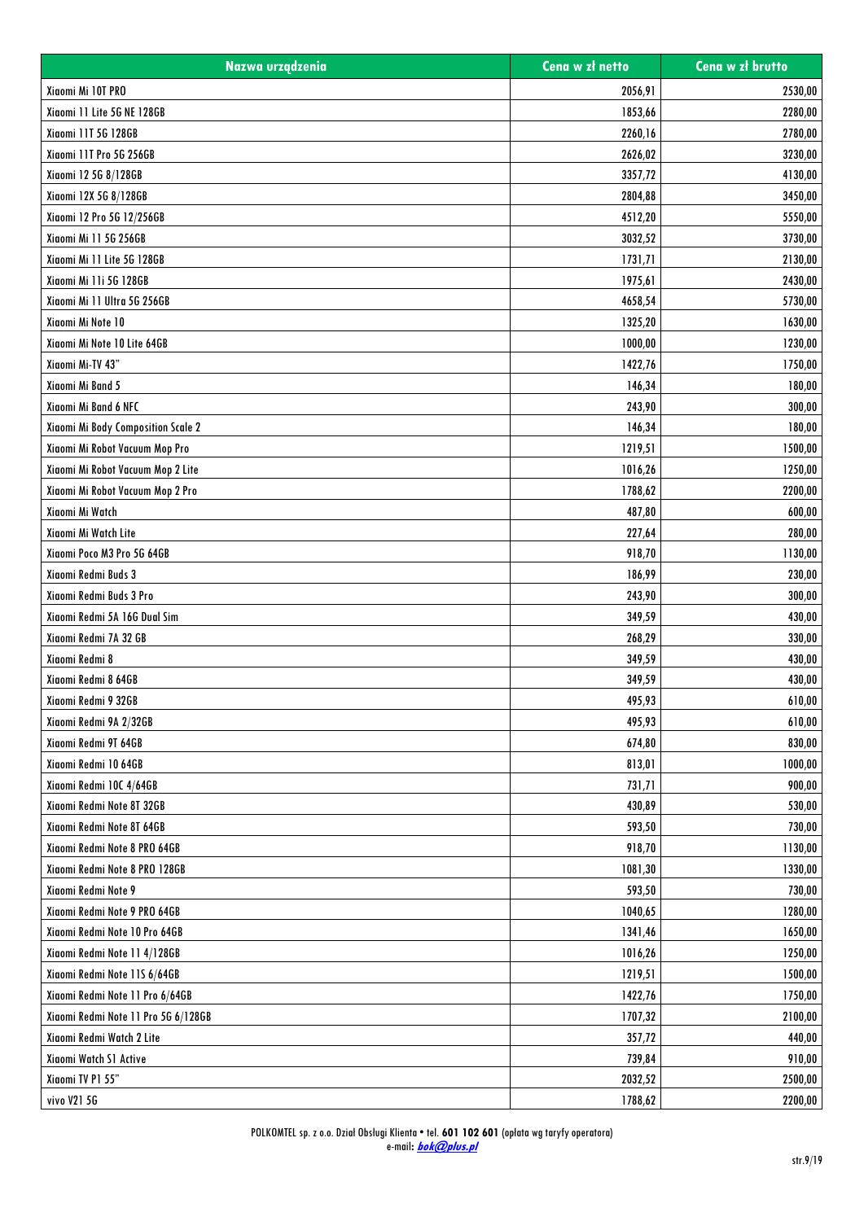| Nazwa urządzenia | Cena w zł netto | Cena w zł brutto |
|---|---|---|
| Xiaomi Mi 10T PRO | 2056,91 | 2530,00 |
| Xiaomi 11 Lite 5G NE 128GB | 1853,66 | 2280,00 |
| Xiaomi 11T 5G 128GB | 2260,16 | 2780,00 |
| Xiaomi 11T Pro 5G 256GB | 2626,02 | 3230,00 |
| Xiaomi 12 5G 8/128GB | 3357,72 | 4130,00 |
| Xiaomi 12X 5G 8/128GB | 2804,88 | 3450,00 |
| Xiaomi 12 Pro 5G 12/256GB | 4512,20 | 5550,00 |
| Xiaomi Mi 11 5G 256GB | 3032,52 | 3730,00 |
| Xiaomi Mi 11 Lite 5G 128GB | 1731,71 | 2130,00 |
| Xiaomi Mi 11i 5G 128GB | 1975,61 | 2430,00 |
| Xiaomi Mi 11 Ultra 5G 256GB | 4658,54 | 5730,00 |
| Xiaomi Mi Note 10 | 1325,20 | 1630,00 |
| Xiaomi Mi Note 10 Lite 64GB | 1000,00 | 1230,00 |
| Xiaomi Mi-TV 43" | 1422,76 | 1750,00 |
| Xiaomi Mi Band 5 | 146,34 | 180,00 |
| Xiaomi Mi Band 6 NFC | 243,90 | 300,00 |
| Xiaomi Mi Body Composition Scale 2 | 146,34 | 180,00 |
| Xiaomi Mi Robot Vacuum Mop Pro | 1219,51 | 1500,00 |
| Xiaomi Mi Robot Vacuum Mop 2 Lite | 1016,26 | 1250,00 |
| Xiaomi Mi Robot Vacuum Mop 2 Pro | 1788,62 | 2200,00 |
| Xiaomi Mi Watch | 487,80 | 600,00 |
| Xiaomi Mi Watch Lite | 227,64 | 280,00 |
| Xiaomi Poco M3 Pro 5G 64GB | 918,70 | 1130,00 |
| Xiaomi Redmi Buds 3 | 186,99 | 230,00 |
| Xiaomi Redmi Buds 3 Pro | 243,90 | 300,00 |
| Xiaomi Redmi 5A 16G Dual Sim | 349,59 | 430,00 |
| Xiaomi Redmi 7A 32 GB | 268,29 | 330,00 |
| Xiaomi Redmi 8 | 349,59 | 430,00 |
| Xiaomi Redmi 8 64GB | 349,59 | 430,00 |
| Xiaomi Redmi 9 32GB | 495,93 | 610,00 |
| Xiaomi Redmi 9A 2/32GB | 495,93 | 610,00 |
| Xiaomi Redmi 9T 64GB | 674,80 | 830,00 |
| Xiaomi Redmi 10 64GB | 813,01 | 1000,00 |
| Xiaomi Redmi 10C 4/64GB | 731,71 | 900,00 |
| Xiaomi Redmi Note 8T 32GB | 430,89 | 530,00 |
| Xiaomi Redmi Note 8T 64GB | 593,50 | 730,00 |
| Xiaomi Redmi Note 8 PRO 64GB | 918,70 | 1130,00 |
| Xiaomi Redmi Note 8 PRO 128GB | 1081,30 | 1330,00 |
| Xiaomi Redmi Note 9 | 593,50 | 730,00 |
| Xiaomi Redmi Note 9 PRO 64GB | 1040,65 | 1280,00 |
| Xiaomi Redmi Note 10 Pro 64GB | 1341,46 | 1650,00 |
| Xiaomi Redmi Note 11 4/128GB | 1016,26 | 1250,00 |
| Xiaomi Redmi Note 11S 6/64GB | 1219,51 | 1500,00 |
| Xiaomi Redmi Note 11 Pro 6/64GB | 1422,76 | 1750,00 |
| Xiaomi Redmi Note 11 Pro 5G 6/128GB | 1707,32 | 2100,00 |
| Xiaomi Redmi Watch 2 Lite | 357,72 | 440,00 |
| Xiaomi Watch S1 Active | 739,84 | 910,00 |
| Xiaomi TV P1 55" | 2032,52 | 2500,00 |
| vivo V21 5G | 1788,62 | 2200,00 |

POLKOMTEL sp. z o.o. Dział Obsługi Klienta • tel. **601 102 601** (opłata wg taryfy operatora)
e-mail: ***bok@plus.pl***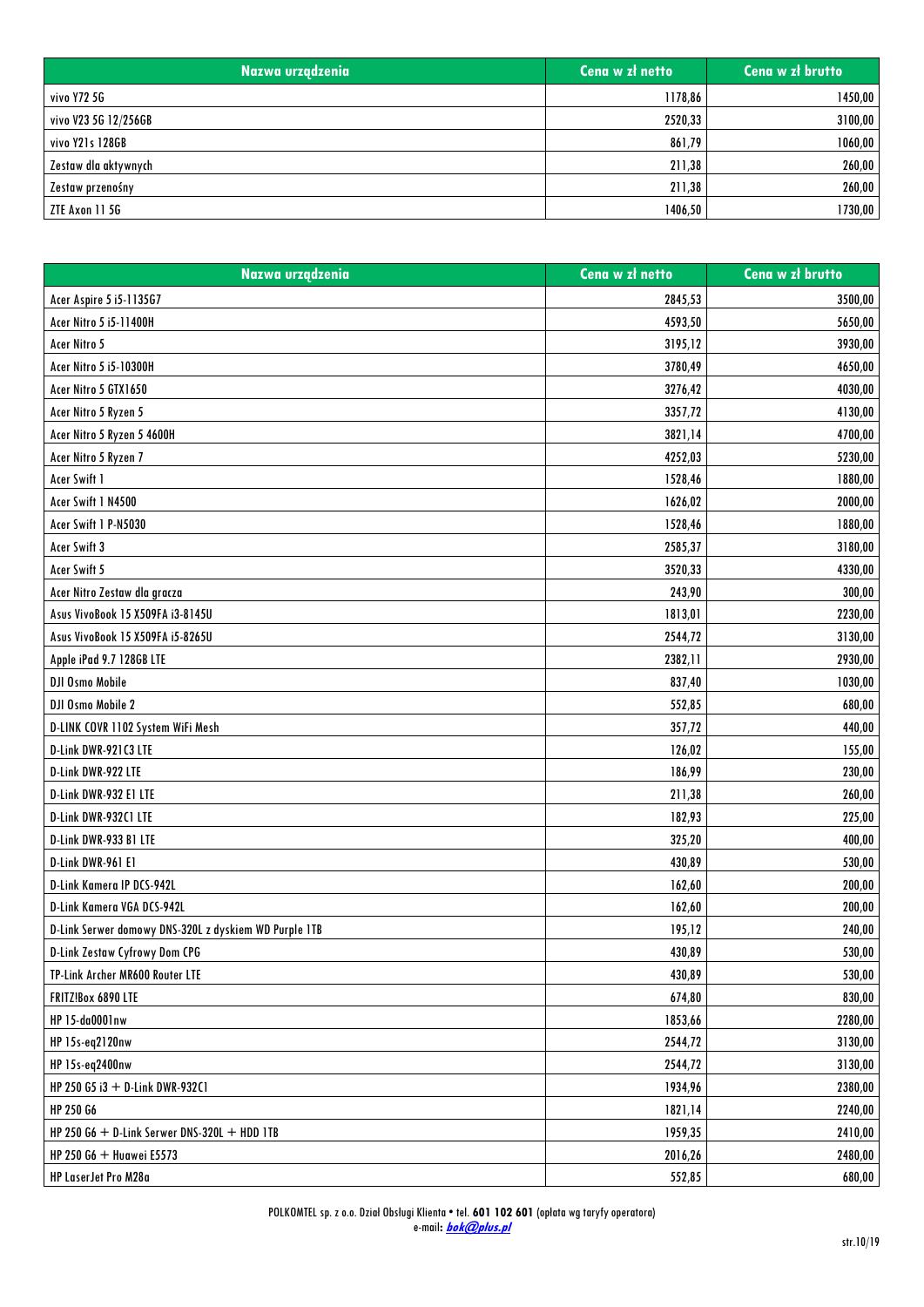| Nazwa urządzenia | Cena w zł netto | Cena w zł brutto |
|---|---|---|
| vivo Y72 5G | 1178,86 | 1450,00 |
| vivo V23 5G 12/256GB | 2520,33 | 3100,00 |
| vivo Y21s 128GB | 861,79 | 1060,00 |
| Zestaw dla aktywnych | 211,38 | 260,00 |
| Zestaw przenośny | 211,38 | 260,00 |
| ZTE Axon 11 5G | 1406,50 | 1730,00 |

| Nazwa urządzenia | Cena w zł netto | Cena w zł brutto |
|---|---|---|
| Acer Aspire 5 i5-1135G7 | 2845,53 | 3500,00 |
| Acer Nitro 5 i5-11400H | 4593,50 | 5650,00 |
| Acer Nitro 5 | 3195,12 | 3930,00 |
| Acer Nitro 5 i5-10300H | 3780,49 | 4650,00 |
| Acer Nitro 5 GTX1650 | 3276,42 | 4030,00 |
| Acer Nitro 5 Ryzen 5 | 3357,72 | 4130,00 |
| Acer Nitro 5 Ryzen 5 4600H | 3821,14 | 4700,00 |
| Acer Nitro 5 Ryzen 7 | 4252,03 | 5230,00 |
| Acer Swift 1 | 1528,46 | 1880,00 |
| Acer Swift 1 N4500 | 1626,02 | 2000,00 |
| Acer Swift 1 P-N5030 | 1528,46 | 1880,00 |
| Acer Swift 3 | 2585,37 | 3180,00 |
| Acer Swift 5 | 3520,33 | 4330,00 |
| Acer Nitro Zestaw dla gracza | 243,90 | 300,00 |
| Asus VivoBook 15 X509FA i3-8145U | 1813,01 | 2230,00 |
| Asus VivoBook 15 X509FA i5-8265U | 2544,72 | 3130,00 |
| Apple iPad 9.7 128GB LTE | 2382,11 | 2930,00 |
| DJI Osmo Mobile | 837,40 | 1030,00 |
| DJI Osmo Mobile 2 | 552,85 | 680,00 |
| D-LINK COVR 1102 System WiFi Mesh | 357,72 | 440,00 |
| D-Link DWR-921C3 LTE | 126,02 | 155,00 |
| D-Link DWR-922 LTE | 186,99 | 230,00 |
| D-Link DWR-932 E1 LTE | 211,38 | 260,00 |
| D-Link DWR-932C1 LTE | 182,93 | 225,00 |
| D-Link DWR-933 B1 LTE | 325,20 | 400,00 |
| D-Link DWR-961 E1 | 430,89 | 530,00 |
| D-Link Kamera IP DCS-942L | 162,60 | 200,00 |
| D-Link Kamera VGA DCS-942L | 162,60 | 200,00 |
| D-Link Serwer domowy DNS-320L z dyskiem WD Purple 1TB | 195,12 | 240,00 |
| D-Link Zestaw Cyfrowy Dom CPG | 430,89 | 530,00 |
| TP-Link Archer MR600 Router LTE | 430,89 | 530,00 |
| FRITZ!Box 6890 LTE | 674,80 | 830,00 |
| HP 15-da0001nw | 1853,66 | 2280,00 |
| HP 15s-eq2120nw | 2544,72 | 3130,00 |
| HP 15s-eq2400nw | 2544,72 | 3130,00 |
| HP 250 G5 i3 + D-Link DWR-932C1 | 1934,96 | 2380,00 |
| HP 250 G6 | 1821,14 | 2240,00 |
| HP 250 G6 + D-Link Serwer DNS-320L + HDD 1TB | 1959,35 | 2410,00 |
| HP 250 G6 + Huawei E5573 | 2016,26 | 2480,00 |
| HP LaserJet Pro M28a | 552,85 | 680,00 |

POLKOMTEL sp. z o.o. Dział Obsługi Klienta • tel. **601 102 601** (opłata wg taryfy operatora)
e-mail: ***bok@plus.pl***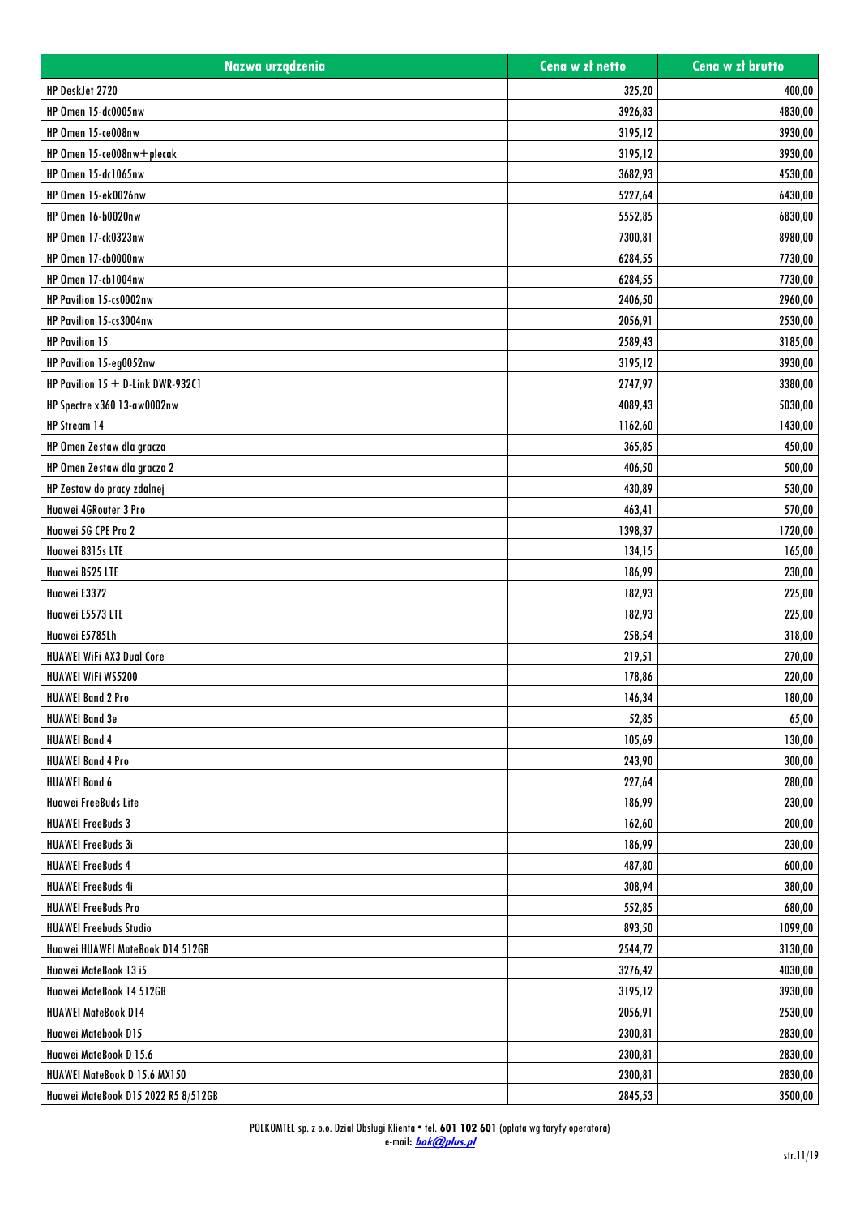| Nazwa urządzenia | Cena w zł netto | Cena w zł brutto |
|---|---|---|
| HP DeskJet 2720 | 325,20 | 400,00 |
| HP Omen 15-dc0005nw | 3926,83 | 4830,00 |
| HP Omen 15-ce008nw | 3195,12 | 3930,00 |
| HP Omen 15-ce008nw+plecak | 3195,12 | 3930,00 |
| HP Omen 15-dc1065nw | 3682,93 | 4530,00 |
| HP Omen 15-ek0026nw | 5227,64 | 6430,00 |
| HP Omen 16-b0020nw | 5552,85 | 6830,00 |
| HP Omen 17-ck0323nw | 7300,81 | 8980,00 |
| HP Omen 17-cb0000nw | 6284,55 | 7730,00 |
| HP Omen 17-cb1004nw | 6284,55 | 7730,00 |
| HP Pavilion 15-cs0002nw | 2406,50 | 2960,00 |
| HP Pavilion 15-cs3004nw | 2056,91 | 2530,00 |
| HP Pavilion 15 | 2589,43 | 3185,00 |
| HP Pavilion 15-eg0052nw | 3195,12 | 3930,00 |
| HP Pavilion 15 + D-Link DWR-932C1 | 2747,97 | 3380,00 |
| HP Spectre x360 13-aw0002nw | 4089,43 | 5030,00 |
| HP Stream 14 | 1162,60 | 1430,00 |
| HP Omen Zestaw dla gracza | 365,85 | 450,00 |
| HP Omen Zestaw dla gracza 2 | 406,50 | 500,00 |
| HP Zestaw do pracy zdalnej | 430,89 | 530,00 |
| Huawei 4GRouter 3 Pro | 463,41 | 570,00 |
| Huawei 5G CPE Pro 2 | 1398,37 | 1720,00 |
| Huawei B315s LTE | 134,15 | 165,00 |
| Huawei B525 LTE | 186,99 | 230,00 |
| Huawei E3372 | 182,93 | 225,00 |
| Huawei E5573 LTE | 182,93 | 225,00 |
| Huawei E5785Lh | 258,54 | 318,00 |
| HUAWEI WiFi AX3 Dual Core | 219,51 | 270,00 |
| HUAWEI WiFi WS5200 | 178,86 | 220,00 |
| HUAWEI Band 2 Pro | 146,34 | 180,00 |
| HUAWEI Band 3e | 52,85 | 65,00 |
| HUAWEI Band 4 | 105,69 | 130,00 |
| HUAWEI Band 4 Pro | 243,90 | 300,00 |
| HUAWEI Band 6 | 227,64 | 280,00 |
| Huawei FreeBuds Lite | 186,99 | 230,00 |
| HUAWEI FreeBuds 3 | 162,60 | 200,00 |
| HUAWEI FreeBuds 3i | 186,99 | 230,00 |
| HUAWEI FreeBuds 4 | 487,80 | 600,00 |
| HUAWEI FreeBuds 4i | 308,94 | 380,00 |
| HUAWEI FreeBuds Pro | 552,85 | 680,00 |
| HUAWEI Freebuds Studio | 893,50 | 1099,00 |
| Huawei HUAWEI MateBook D14 512GB | 2544,72 | 3130,00 |
| Huawei MateBook 13 i5 | 3276,42 | 4030,00 |
| Huawei MateBook 14 512GB | 3195,12 | 3930,00 |
| HUAWEI MateBook D14 | 2056,91 | 2530,00 |
| Huawei Matebook D15 | 2300,81 | 2830,00 |
| Huawei MateBook D 15.6 | 2300,81 | 2830,00 |
| HUAWEI MateBook D 15.6 MX150 | 2300,81 | 2830,00 |
| Huawei MateBook D15 2022 R5 8/512GB | 2845,53 | 3500,00 |

POLKOMTEL sp. z o.o. Dział Obsługi Klienta • tel. **601 102 601** (opłata wg taryfy operatora)
e-mail: ***bok@plus.pl***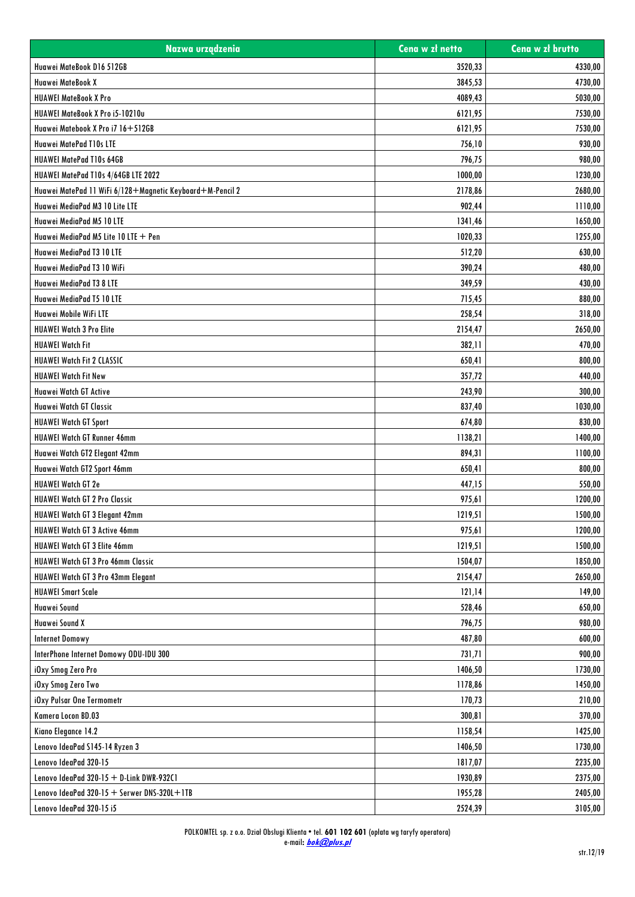| Nazwa urządzenia | Cena w zł netto | Cena w zł brutto |
|---|---|---|
| Huawei MateBook D16 512GB | 3520,33 | 4330,00 |
| Huawei MateBook X | 3845,53 | 4730,00 |
| HUAWEI MateBook X Pro | 4089,43 | 5030,00 |
| HUAWEI MateBook X Pro i5-10210u | 6121,95 | 7530,00 |
| Huawei Matebook X Pro i7 16+512GB | 6121,95 | 7530,00 |
| Huawei MatePad T10s LTE | 756,10 | 930,00 |
| HUAWEI MatePad T10s 64GB | 796,75 | 980,00 |
| HUAWEI MatePad T10s 4/64GB LTE 2022 | 1000,00 | 1230,00 |
| Huawei MatePad 11 WiFi 6/128+Magnetic Keyboard+M-Pencil 2 | 2178,86 | 2680,00 |
| Huawei MediaPad M3 10 Lite LTE | 902,44 | 1110,00 |
| Huawei MediaPad M5 10 LTE | 1341,46 | 1650,00 |
| Huawei MediaPad M5 Lite 10 LTE + Pen | 1020,33 | 1255,00 |
| Huawei MediaPad T3 10 LTE | 512,20 | 630,00 |
| Huawei MediaPad T3 10 WiFi | 390,24 | 480,00 |
| Huawei MediaPad T3 8 LTE | 349,59 | 430,00 |
| Huawei MediaPad T5 10 LTE | 715,45 | 880,00 |
| Huawei Mobile WiFi LTE | 258,54 | 318,00 |
| HUAWEI Watch 3 Pro Elite | 2154,47 | 2650,00 |
| HUAWEI Watch Fit | 382,11 | 470,00 |
| HUAWEI Watch Fit 2 CLASSIC | 650,41 | 800,00 |
| HUAWEI Watch Fit New | 357,72 | 440,00 |
| Huawei Watch GT Active | 243,90 | 300,00 |
| Huawei Watch GT Classic | 837,40 | 1030,00 |
| HUAWEI Watch GT Sport | 674,80 | 830,00 |
| HUAWEI Watch GT Runner 46mm | 1138,21 | 1400,00 |
| Huawei Watch GT2 Elegant 42mm | 894,31 | 1100,00 |
| Huawei Watch GT2 Sport 46mm | 650,41 | 800,00 |
| HUAWEI Watch GT 2e | 447,15 | 550,00 |
| HUAWEI Watch GT 2 Pro Classic | 975,61 | 1200,00 |
| HUAWEI Watch GT 3 Elegant 42mm | 1219,51 | 1500,00 |
| HUAWEI Watch GT 3 Active 46mm | 975,61 | 1200,00 |
| HUAWEI Watch GT 3 Elite 46mm | 1219,51 | 1500,00 |
| HUAWEI Watch GT 3 Pro 46mm Classic | 1504,07 | 1850,00 |
| HUAWEI Watch GT 3 Pro 43mm Elegant | 2154,47 | 2650,00 |
| HUAWEI Smart Scale | 121,14 | 149,00 |
| Huawei Sound | 528,46 | 650,00 |
| Huawei Sound X | 796,75 | 980,00 |
| Internet Domowy | 487,80 | 600,00 |
| InterPhone Internet Domowy ODU-IDU 300 | 731,71 | 900,00 |
| iOxy Smog Zero Pro | 1406,50 | 1730,00 |
| iOxy Smog Zero Two | 1178,86 | 1450,00 |
| iOxy Pulsar One Termometr | 170,73 | 210,00 |
| Kamera Locon BD.03 | 300,81 | 370,00 |
| Kiano Elegance 14.2 | 1158,54 | 1425,00 |
| Lenovo IdeaPad S145-14 Ryzen 3 | 1406,50 | 1730,00 |
| Lenovo IdeaPad 320-15 | 1817,07 | 2235,00 |
| Lenovo IdeaPad 320-15 + D-Link DWR-932C1 | 1930,89 | 2375,00 |
| Lenovo IdeaPad 320-15 + Serwer DNS-320L+1TB | 1955,28 | 2405,00 |
| Lenovo IdeaPad 320-15 i5 | 2524,39 | 3105,00 |

POLKOMTEL sp. z o.o. Dział Obsługi Klienta • tel. **601 102 601** (opłata wg taryfy operatora)
e-mail: ***bok@plus.pl***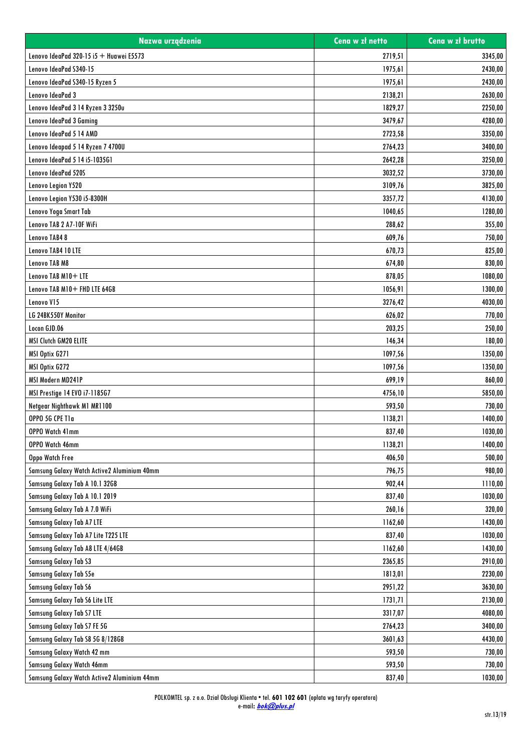| Nazwa urządzenia | Cena w zł netto | Cena w zł brutto |
|---|---|---|
| Lenovo IdeaPad 320-15 i5 + Huawei E5573 | 2719,51 | 3345,00 |
| Lenovo IdeaPad S340-15 | 1975,61 | 2430,00 |
| Lenovo IdeaPad S340-15 Ryzen 5 | 1975,61 | 2430,00 |
| Lenovo IdeaPad 3 | 2138,21 | 2630,00 |
| Lenovo IdeaPad 3 14 Ryzen 3 3250u | 1829,27 | 2250,00 |
| Lenovo IdeaPad 3 Gaming | 3479,67 | 4280,00 |
| Lenovo IdeaPad 5 14 AMD | 2723,58 | 3350,00 |
| Lenovo Ideapad 5 14 Ryzen 7 4700U | 2764,23 | 3400,00 |
| Lenovo IdeaPad 5 14 i5-1035G1 | 2642,28 | 3250,00 |
| Lenovo IdeaPad 520S | 3032,52 | 3730,00 |
| Lenovo Legion Y520 | 3109,76 | 3825,00 |
| Lenovo Legion Y530 i5-8300H | 3357,72 | 4130,00 |
| Lenovo Yoga Smart Tab | 1040,65 | 1280,00 |
| Lenovo TAB 2 A7-10F WiFi | 288,62 | 355,00 |
| Lenovo TAB4 8 | 609,76 | 750,00 |
| Lenovo TAB4 10 LTE | 670,73 | 825,00 |
| Lenovo TAB M8 | 674,80 | 830,00 |
| Lenovo TAB M10+ LTE | 878,05 | 1080,00 |
| Lenovo TAB M10+ FHD LTE 64GB | 1056,91 | 1300,00 |
| Lenovo V15 | 3276,42 | 4030,00 |
| LG 24BK550Y Monitor | 626,02 | 770,00 |
| Locon GJD.06 | 203,25 | 250,00 |
| MSI Clutch GM20 ELITE | 146,34 | 180,00 |
| MSI Optix G271 | 1097,56 | 1350,00 |
| MSI Optix G272 | 1097,56 | 1350,00 |
| MSI Modern MD241P | 699,19 | 860,00 |
| MSI Prestige 14 EVO i7-1185G7 | 4756,10 | 5850,00 |
| Netgear Nighthawk M1 MR1100 | 593,50 | 730,00 |
| OPPO 5G CPE T1a | 1138,21 | 1400,00 |
| OPPO Watch 41mm | 837,40 | 1030,00 |
| OPPO Watch 46mm | 1138,21 | 1400,00 |
| Oppo Watch Free | 406,50 | 500,00 |
| Samsung Galaxy Watch Active2 Aluminium 40mm | 796,75 | 980,00 |
| Samsung Galaxy Tab A 10.1 32GB | 902,44 | 1110,00 |
| Samsung Galaxy Tab A 10.1 2019 | 837,40 | 1030,00 |
| Samsung Galaxy Tab A 7.0 WiFi | 260,16 | 320,00 |
| Samsung Galaxy Tab A7 LTE | 1162,60 | 1430,00 |
| Samsung Galaxy Tab A7 Lite T225 LTE | 837,40 | 1030,00 |
| Samsung Galaxy Tab A8 LTE 4/64GB | 1162,60 | 1430,00 |
| Samsung Galaxy Tab S3 | 2365,85 | 2910,00 |
| Samsung Galaxy Tab S5e | 1813,01 | 2230,00 |
| Samsung Galaxy Tab S6 | 2951,22 | 3630,00 |
| Samsung Galaxy Tab S6 Lite LTE | 1731,71 | 2130,00 |
| Samsung Galaxy Tab S7 LTE | 3317,07 | 4080,00 |
| Samsung Galaxy Tab S7 FE 5G | 2764,23 | 3400,00 |
| Samsung Galaxy Tab S8 5G 8/128GB | 3601,63 | 4430,00 |
| Samsung Galaxy Watch 42 mm | 593,50 | 730,00 |
| Samsung Galaxy Watch 46mm | 593,50 | 730,00 |
| Samsung Galaxy Watch Active2 Aluminium 44mm | 837,40 | 1030,00 |

POLKOMTEL sp. z o.o. Dział Obsługi Klienta • tel. **601 102 601** (opłata wg taryfy operatora)
e-mail: ***bok@plus.pl***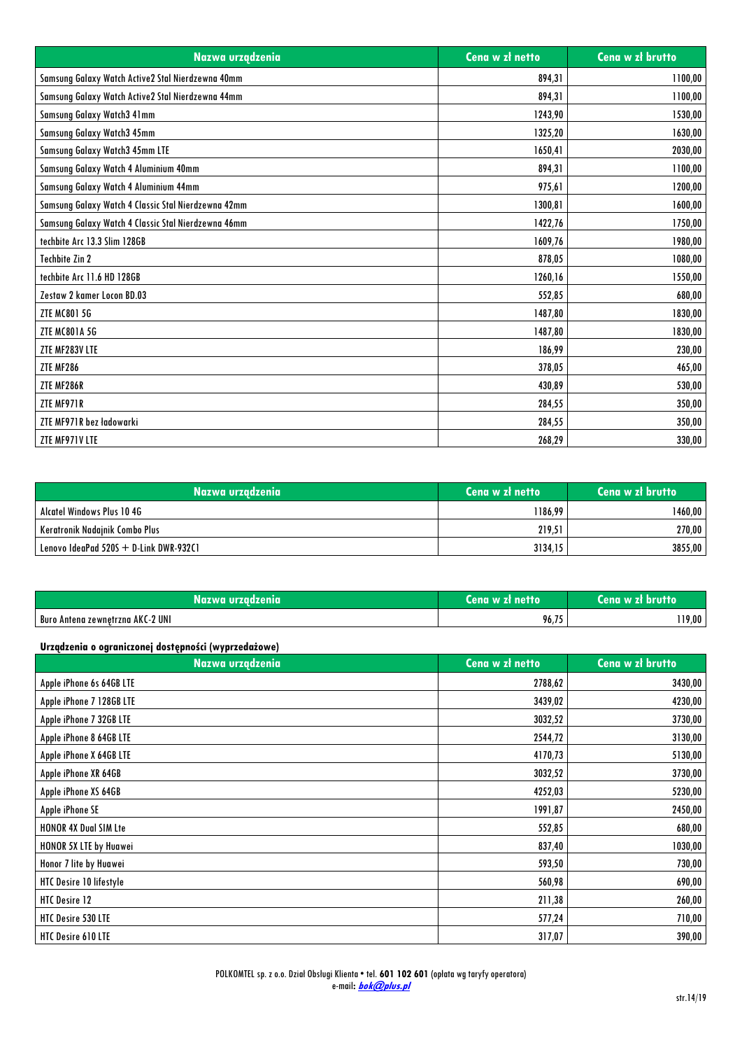| Nazwa urządzenia | Cena w zł netto | Cena w zł brutto |
| --- | --- | --- |
| Samsung Galaxy Watch Active2 Stal Nierdzewna 40mm | 894,31 | 1100,00 |
| Samsung Galaxy Watch Active2 Stal Nierdzewna 44mm | 894,31 | 1100,00 |
| Samsung Galaxy Watch3 41mm | 1243,90 | 1530,00 |
| Samsung Galaxy Watch3 45mm | 1325,20 | 1630,00 |
| Samsung Galaxy Watch3 45mm LTE | 1650,41 | 2030,00 |
| Samsung Galaxy Watch 4 Aluminium 40mm | 894,31 | 1100,00 |
| Samsung Galaxy Watch 4 Aluminium 44mm | 975,61 | 1200,00 |
| Samsung Galaxy Watch 4 Classic Stal Nierdzewna 42mm | 1300,81 | 1600,00 |
| Samsung Galaxy Watch 4 Classic Stal Nierdzewna 46mm | 1422,76 | 1750,00 |
| techbite Arc 13.3 Slim 128GB | 1609,76 | 1980,00 |
| Techbite Zin 2 | 878,05 | 1080,00 |
| techbite Arc 11.6 HD 128GB | 1260,16 | 1550,00 |
| Zestaw 2 kamer Locon BD.03 | 552,85 | 680,00 |
| ZTE MC801 5G | 1487,80 | 1830,00 |
| ZTE MC801A 5G | 1487,80 | 1830,00 |
| ZTE MF283V LTE | 186,99 | 230,00 |
| ZTE MF286 | 378,05 | 465,00 |
| ZTE MF286R | 430,89 | 530,00 |
| ZTE MF971R | 284,55 | 350,00 |
| ZTE MF971R bez ładowarki | 284,55 | 350,00 |
| ZTE MF971V LTE | 268,29 | 330,00 |

| Nazwa urządzenia | Cena w zł netto | Cena w zł brutto |
| --- | --- | --- |
| Alcatel Windows Plus 10 4G | 1186,99 | 1460,00 |
| Keratronik Nadajnik Combo Plus | 219,51 | 270,00 |
| Lenovo IdeaPad 520S + D-Link DWR-932C1 | 3134,15 | 3855,00 |

| Nazwa urządzenia | Cena w zł netto | Cena w zł brutto |
| --- | --- | --- |
| Buro Antena zewnętrzna AKC-2 UNI | 96,75 | 119,00 |

**Urządzenia o ograniczonej dostępności (wyprzedażowe)**

| Nazwa urządzenia | Cena w zł netto | Cena w zł brutto |
| --- | --- | --- |
| Apple iPhone 6s 64GB LTE | 2788,62 | 3430,00 |
| Apple iPhone 7 128GB LTE | 3439,02 | 4230,00 |
| Apple iPhone 7 32GB LTE | 3032,52 | 3730,00 |
| Apple iPhone 8 64GB LTE | 2544,72 | 3130,00 |
| Apple iPhone X 64GB LTE | 4170,73 | 5130,00 |
| Apple iPhone XR 64GB | 3032,52 | 3730,00 |
| Apple iPhone XS 64GB | 4252,03 | 5230,00 |
| Apple iPhone SE | 1991,87 | 2450,00 |
| HONOR 4X Dual SIM Lte | 552,85 | 680,00 |
| HONOR 5X LTE by Huawei | 837,40 | 1030,00 |
| Honor 7 lite by Huawei | 593,50 | 730,00 |
| HTC Desire 10 lifestyle | 560,98 | 690,00 |
| HTC Desire 12 | 211,38 | 260,00 |
| HTC Desire 530 LTE | 577,24 | 710,00 |
| HTC Desire 610 LTE | 317,07 | 390,00 |

POLKOMTEL sp. z o.o. Dział Obsługi Klienta • tel. **601 102 601** (opłata wg taryfy operatora)
e-mail: ***bok@plus.pl***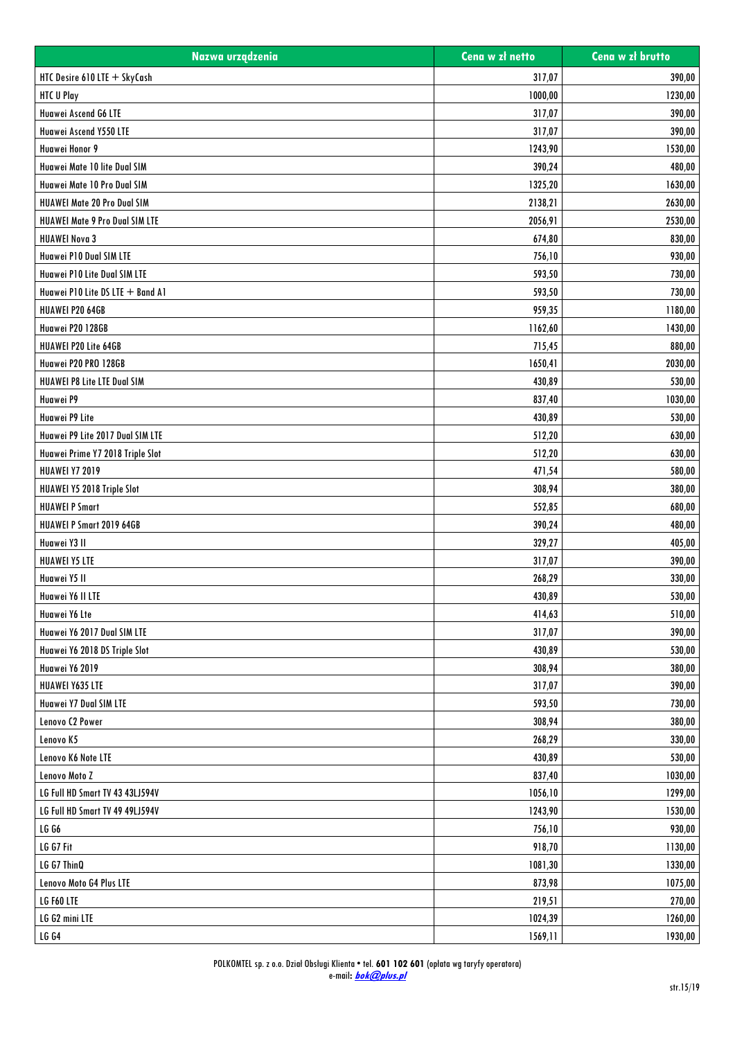| Nazwa urządzenia | Cena w zł netto | Cena w zł brutto |
|---|---|---|
| HTC Desire 610 LTE + SkyCash | 317,07 | 390,00 |
| HTC U Play | 1000,00 | 1230,00 |
| Huawei Ascend G6 LTE | 317,07 | 390,00 |
| Huawei Ascend Y550 LTE | 317,07 | 390,00 |
| Huawei Honor 9 | 1243,90 | 1530,00 |
| Huawei Mate 10 lite Dual SIM | 390,24 | 480,00 |
| Huawei Mate 10 Pro Dual SIM | 1325,20 | 1630,00 |
| HUAWEI Mate 20 Pro Dual SIM | 2138,21 | 2630,00 |
| HUAWEI Mate 9 Pro Dual SIM LTE | 2056,91 | 2530,00 |
| HUAWEI Nova 3 | 674,80 | 830,00 |
| Huawei P10 Dual SIM LTE | 756,10 | 930,00 |
| Huawei P10 Lite Dual SIM LTE | 593,50 | 730,00 |
| Huawei P10 Lite DS LTE + Band A1 | 593,50 | 730,00 |
| HUAWEI P20 64GB | 959,35 | 1180,00 |
| Huawei P20 128GB | 1162,60 | 1430,00 |
| HUAWEI P20 Lite 64GB | 715,45 | 880,00 |
| Huawei P20 PRO 128GB | 1650,41 | 2030,00 |
| HUAWEI P8 Lite LTE Dual SIM | 430,89 | 530,00 |
| Huawei P9 | 837,40 | 1030,00 |
| Huawei P9 Lite | 430,89 | 530,00 |
| Huawei P9 Lite 2017 Dual SIM LTE | 512,20 | 630,00 |
| Huawei Prime Y7 2018 Triple Slot | 512,20 | 630,00 |
| HUAWEI Y7 2019 | 471,54 | 580,00 |
| HUAWEI Y5 2018 Triple Slot | 308,94 | 380,00 |
| HUAWEI P Smart | 552,85 | 680,00 |
| HUAWEI P Smart 2019 64GB | 390,24 | 480,00 |
| Huawei Y3 II | 329,27 | 405,00 |
| HUAWEI Y5 LTE | 317,07 | 390,00 |
| Huawei Y5 II | 268,29 | 330,00 |
| Huawei Y6 II LTE | 430,89 | 530,00 |
| Huawei Y6 Lte | 414,63 | 510,00 |
| Huawei Y6 2017 Dual SIM LTE | 317,07 | 390,00 |
| Huawei Y6 2018 DS Triple Slot | 430,89 | 530,00 |
| Huawei Y6 2019 | 308,94 | 380,00 |
| HUAWEI Y635 LTE | 317,07 | 390,00 |
| Huawei Y7 Dual SIM LTE | 593,50 | 730,00 |
| Lenovo C2 Power | 308,94 | 380,00 |
| Lenovo K5 | 268,29 | 330,00 |
| Lenovo K6 Note LTE | 430,89 | 530,00 |
| Lenovo Moto Z | 837,40 | 1030,00 |
| LG Full HD Smart TV 43 43LJ594V | 1056,10 | 1299,00 |
| LG Full HD Smart TV 49 49LJ594V | 1243,90 | 1530,00 |
| LG G6 | 756,10 | 930,00 |
| LG G7 Fit | 918,70 | 1130,00 |
| LG G7 ThinQ | 1081,30 | 1330,00 |
| Lenovo Moto G4 Plus LTE | 873,98 | 1075,00 |
| LG F60 LTE | 219,51 | 270,00 |
| LG G2 mini LTE | 1024,39 | 1260,00 |
| LG G4 | 1569,11 | 1930,00 |

POLKOMTEL sp. z o.o. Dział Obsługi Klienta • tel. **601 102 601** (opłata wg taryfy operatora)
e-mail: ***bok@plus.pl***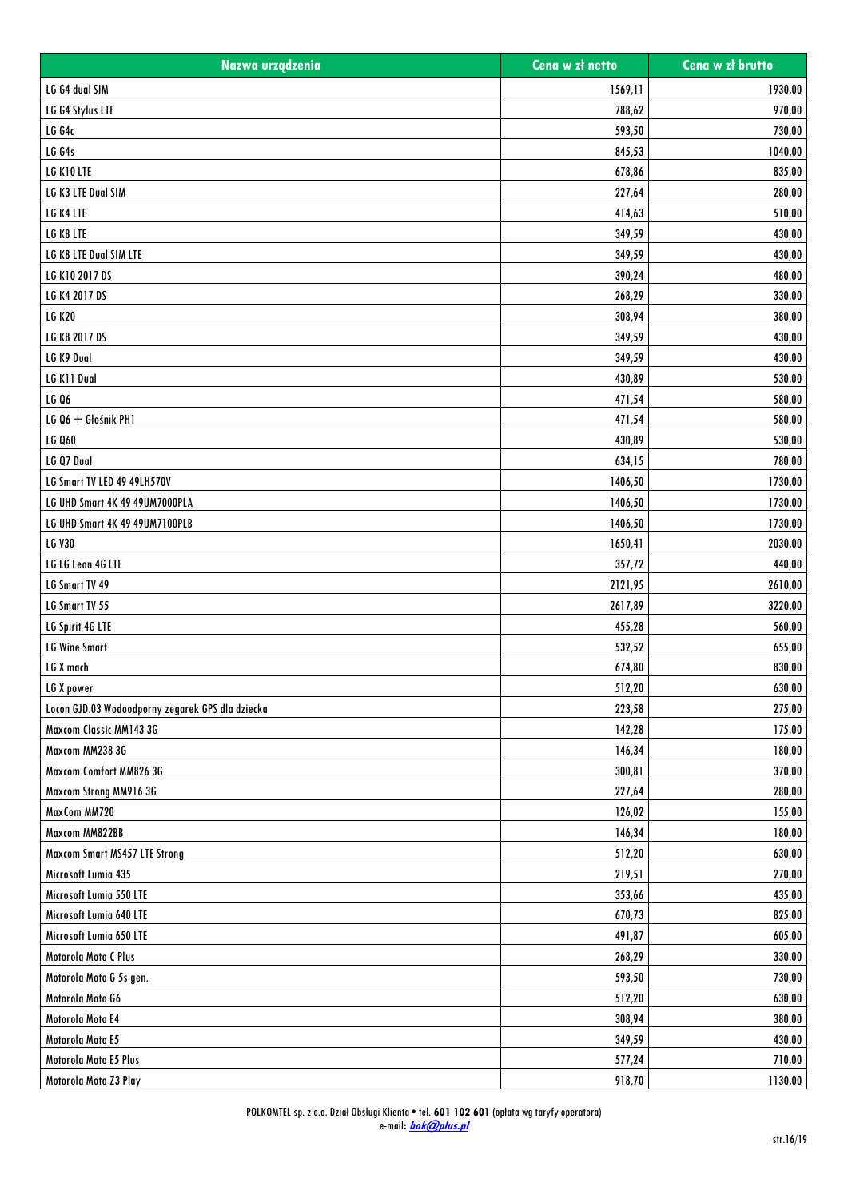| Nazwa urządzenia | Cena w zł netto | Cena w zł brutto |
|---|---|---|
| LG G4 dual SIM | 1569,11 | 1930,00 |
| LG G4 Stylus LTE | 788,62 | 970,00 |
| LG G4c | 593,50 | 730,00 |
| LG G4s | 845,53 | 1040,00 |
| LG K10 LTE | 678,86 | 835,00 |
| LG K3 LTE Dual SIM | 227,64 | 280,00 |
| LG K4 LTE | 414,63 | 510,00 |
| LG K8 LTE | 349,59 | 430,00 |
| LG K8 LTE Dual SIM LTE | 349,59 | 430,00 |
| LG K10 2017 DS | 390,24 | 480,00 |
| LG K4 2017 DS | 268,29 | 330,00 |
| LG K20 | 308,94 | 380,00 |
| LG K8 2017 DS | 349,59 | 430,00 |
| LG K9 Dual | 349,59 | 430,00 |
| LG K11 Dual | 430,89 | 530,00 |
| LG Q6 | 471,54 | 580,00 |
| LG Q6 + Głośnik PH1 | 471,54 | 580,00 |
| LG Q60 | 430,89 | 530,00 |
| LG Q7 Dual | 634,15 | 780,00 |
| LG Smart TV LED 49 49LH570V | 1406,50 | 1730,00 |
| LG UHD Smart 4K 49 49UM7000PLA | 1406,50 | 1730,00 |
| LG UHD Smart 4K 49 49UM7100PLB | 1406,50 | 1730,00 |
| LG V30 | 1650,41 | 2030,00 |
| LG LG Leon 4G LTE | 357,72 | 440,00 |
| LG Smart TV 49 | 2121,95 | 2610,00 |
| LG Smart TV 55 | 2617,89 | 3220,00 |
| LG Spirit 4G LTE | 455,28 | 560,00 |
| LG Wine Smart | 532,52 | 655,00 |
| LG X mach | 674,80 | 830,00 |
| LG X power | 512,20 | 630,00 |
| Locon GJD.03 Wodoodporny zegarek GPS dla dziecka | 223,58 | 275,00 |
| Maxcom Classic MM143 3G | 142,28 | 175,00 |
| Maxcom MM238 3G | 146,34 | 180,00 |
| Maxcom Comfort MM826 3G | 300,81 | 370,00 |
| Maxcom Strong MM916 3G | 227,64 | 280,00 |
| MaxCom MM720 | 126,02 | 155,00 |
| Maxcom MM822BB | 146,34 | 180,00 |
| Maxcom Smart MS457 LTE Strong | 512,20 | 630,00 |
| Microsoft Lumia 435 | 219,51 | 270,00 |
| Microsoft Lumia 550 LTE | 353,66 | 435,00 |
| Microsoft Lumia 640 LTE | 670,73 | 825,00 |
| Microsoft Lumia 650 LTE | 491,87 | 605,00 |
| Motorola Moto C Plus | 268,29 | 330,00 |
| Motorola Moto G 5s gen. | 593,50 | 730,00 |
| Motorola Moto G6 | 512,20 | 630,00 |
| Motorola Moto E4 | 308,94 | 380,00 |
| Motorola Moto E5 | 349,59 | 430,00 |
| Motorola Moto E5 Plus | 577,24 | 710,00 |
| Motorola Moto Z3 Play | 918,70 | 1130,00 |

POLKOMTEL sp. z o.o. Dział Obsługi Klienta • tel. **601 102 601** (opłata wg taryfy operatora)
e-mail: ***bok@plus.pl***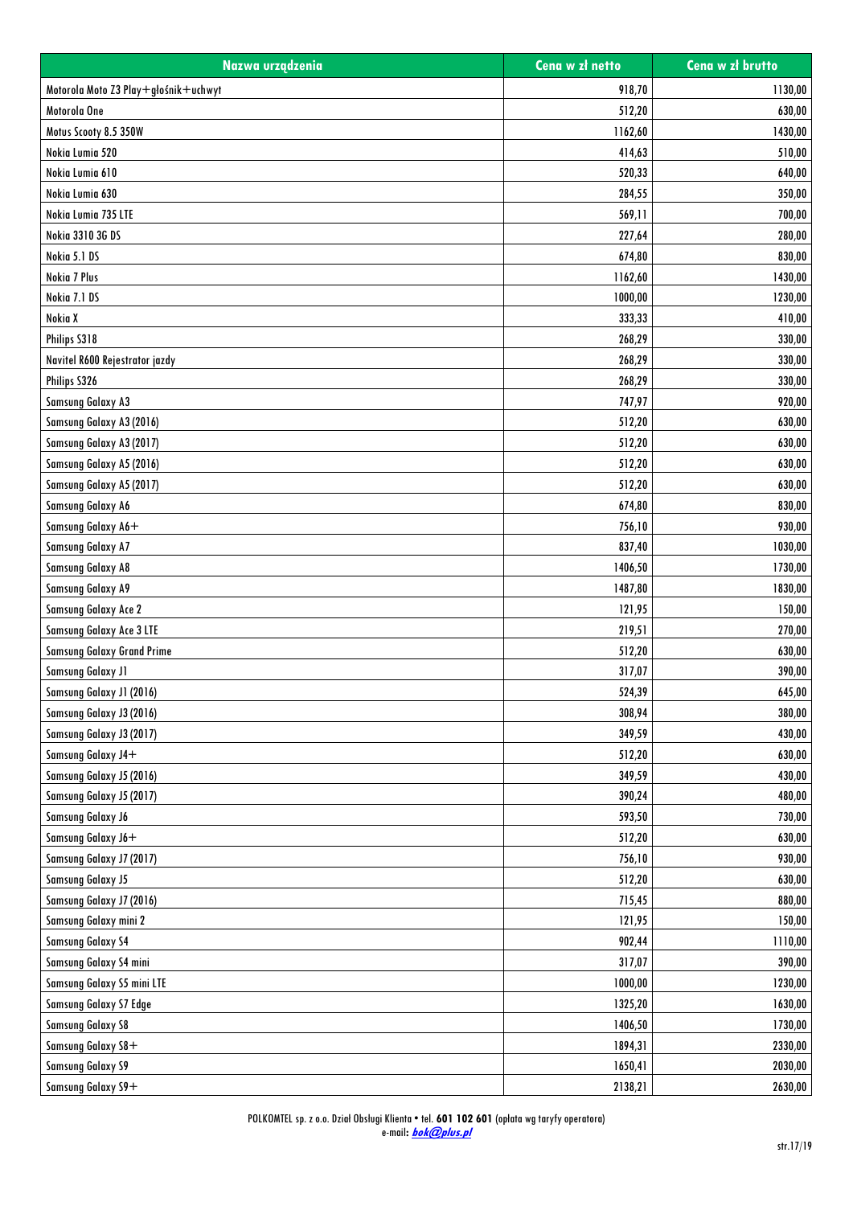| Nazwa urządzenia | Cena w zł netto | Cena w zł brutto |
|---|---|---|
| Motorola Moto Z3 Play+głośnik+uchwyt | 918,70 | 1130,00 |
| Motorola One | 512,20 | 630,00 |
| Motus Scooty 8.5 350W | 1162,60 | 1430,00 |
| Nokia Lumia 520 | 414,63 | 510,00 |
| Nokia Lumia 610 | 520,33 | 640,00 |
| Nokia Lumia 630 | 284,55 | 350,00 |
| Nokia Lumia 735 LTE | 569,11 | 700,00 |
| Nokia 3310 3G DS | 227,64 | 280,00 |
| Nokia 5.1 DS | 674,80 | 830,00 |
| Nokia 7 Plus | 1162,60 | 1430,00 |
| Nokia 7.1 DS | 1000,00 | 1230,00 |
| Nokia X | 333,33 | 410,00 |
| Philips S318 | 268,29 | 330,00 |
| Navitel R600 Rejestrator jazdy | 268,29 | 330,00 |
| Philips S326 | 268,29 | 330,00 |
| Samsung Galaxy A3 | 747,97 | 920,00 |
| Samsung Galaxy A3 (2016) | 512,20 | 630,00 |
| Samsung Galaxy A3 (2017) | 512,20 | 630,00 |
| Samsung Galaxy A5 (2016) | 512,20 | 630,00 |
| Samsung Galaxy A5 (2017) | 512,20 | 630,00 |
| Samsung Galaxy A6 | 674,80 | 830,00 |
| Samsung Galaxy A6+ | 756,10 | 930,00 |
| Samsung Galaxy A7 | 837,40 | 1030,00 |
| Samsung Galaxy A8 | 1406,50 | 1730,00 |
| Samsung Galaxy A9 | 1487,80 | 1830,00 |
| Samsung Galaxy Ace 2 | 121,95 | 150,00 |
| Samsung Galaxy Ace 3 LTE | 219,51 | 270,00 |
| Samsung Galaxy Grand Prime | 512,20 | 630,00 |
| Samsung Galaxy J1 | 317,07 | 390,00 |
| Samsung Galaxy J1 (2016) | 524,39 | 645,00 |
| Samsung Galaxy J3 (2016) | 308,94 | 380,00 |
| Samsung Galaxy J3 (2017) | 349,59 | 430,00 |
| Samsung Galaxy J4+ | 512,20 | 630,00 |
| Samsung Galaxy J5 (2016) | 349,59 | 430,00 |
| Samsung Galaxy J5 (2017) | 390,24 | 480,00 |
| Samsung Galaxy J6 | 593,50 | 730,00 |
| Samsung Galaxy J6+ | 512,20 | 630,00 |
| Samsung Galaxy J7 (2017) | 756,10 | 930,00 |
| Samsung Galaxy J5 | 512,20 | 630,00 |
| Samsung Galaxy J7 (2016) | 715,45 | 880,00 |
| Samsung Galaxy mini 2 | 121,95 | 150,00 |
| Samsung Galaxy S4 | 902,44 | 1110,00 |
| Samsung Galaxy S4 mini | 317,07 | 390,00 |
| Samsung Galaxy S5 mini LTE | 1000,00 | 1230,00 |
| Samsung Galaxy S7 Edge | 1325,20 | 1630,00 |
| Samsung Galaxy S8 | 1406,50 | 1730,00 |
| Samsung Galaxy S8+ | 1894,31 | 2330,00 |
| Samsung Galaxy S9 | 1650,41 | 2030,00 |
| Samsung Galaxy S9+ | 2138,21 | 2630,00 |

POLKOMTEL sp. z o.o. Dział Obsługi Klienta • tel. **601 102 601** (opłata wg taryfy operatora)
e-mail: ***bok@plus.pl***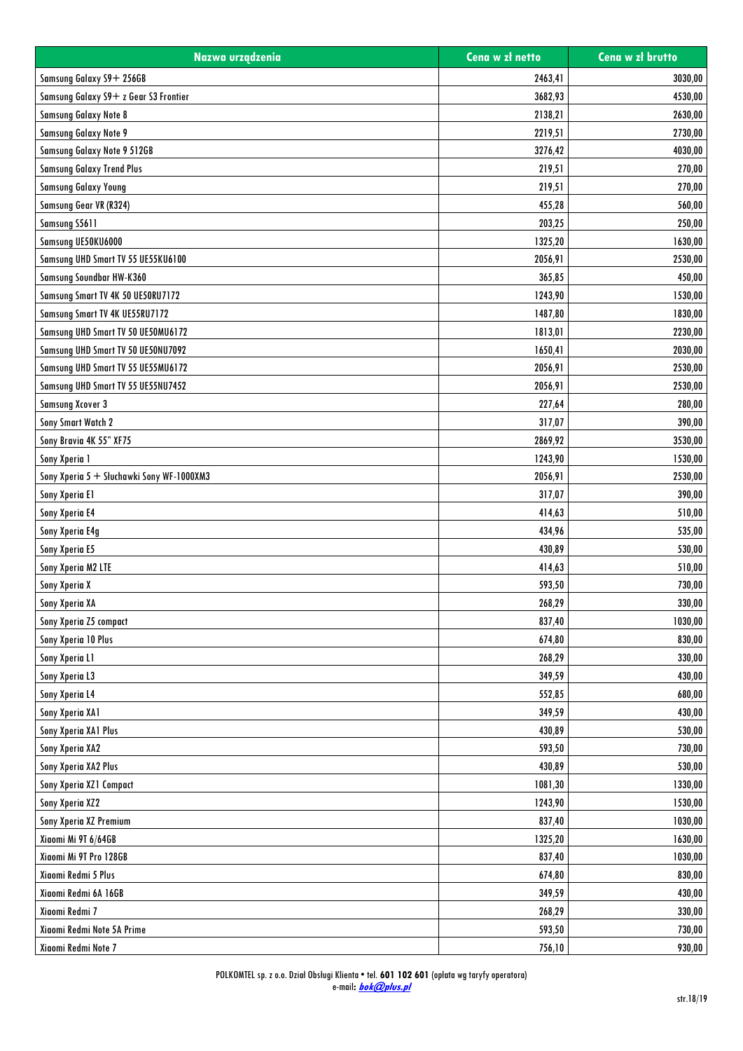| Nazwa urządzenia | Cena w zł netto | Cena w zł brutto |
| --- | --- | --- |
| Samsung Galaxy S9+ 256GB | 2463,41 | 3030,00 |
| Samsung Galaxy S9+ z Gear S3 Frontier | 3682,93 | 4530,00 |
| Samsung Galaxy Note 8 | 2138,21 | 2630,00 |
| Samsung Galaxy Note 9 | 2219,51 | 2730,00 |
| Samsung Galaxy Note 9 512GB | 3276,42 | 4030,00 |
| Samsung Galaxy Trend Plus | 219,51 | 270,00 |
| Samsung Galaxy Young | 219,51 | 270,00 |
| Samsung Gear VR (R324) | 455,28 | 560,00 |
| Samsung S5611 | 203,25 | 250,00 |
| Samsung UE50KU6000 | 1325,20 | 1630,00 |
| Samsung UHD Smart TV 55 UE55KU6100 | 2056,91 | 2530,00 |
| Samsung Soundbar HW-K360 | 365,85 | 450,00 |
| Samsung Smart TV 4K 50 UE50RU7172 | 1243,90 | 1530,00 |
| Samsung Smart TV 4K UE55RU7172 | 1487,80 | 1830,00 |
| Samsung UHD Smart TV 50 UE50MU6172 | 1813,01 | 2230,00 |
| Samsung UHD Smart TV 50 UE50NU7092 | 1650,41 | 2030,00 |
| Samsung UHD Smart TV 55 UE55MU6172 | 2056,91 | 2530,00 |
| Samsung UHD Smart TV 55 UE55NU7452 | 2056,91 | 2530,00 |
| Samsung Xcover 3 | 227,64 | 280,00 |
| Sony Smart Watch 2 | 317,07 | 390,00 |
| Sony Bravia 4K 55" XF75 | 2869,92 | 3530,00 |
| Sony Xperia 1 | 1243,90 | 1530,00 |
| Sony Xperia 5 + Słuchawki Sony WF-1000XM3 | 2056,91 | 2530,00 |
| Sony Xperia E1 | 317,07 | 390,00 |
| Sony Xperia E4 | 414,63 | 510,00 |
| Sony Xperia E4g | 434,96 | 535,00 |
| Sony Xperia E5 | 430,89 | 530,00 |
| Sony Xperia M2 LTE | 414,63 | 510,00 |
| Sony Xperia X | 593,50 | 730,00 |
| Sony Xperia XA | 268,29 | 330,00 |
| Sony Xperia Z5 compact | 837,40 | 1030,00 |
| Sony Xperia 10 Plus | 674,80 | 830,00 |
| Sony Xperia L1 | 268,29 | 330,00 |
| Sony Xperia L3 | 349,59 | 430,00 |
| Sony Xperia L4 | 552,85 | 680,00 |
| Sony Xperia XA1 | 349,59 | 430,00 |
| Sony Xperia XA1 Plus | 430,89 | 530,00 |
| Sony Xperia XA2 | 593,50 | 730,00 |
| Sony Xperia XA2 Plus | 430,89 | 530,00 |
| Sony Xperia XZ1 Compact | 1081,30 | 1330,00 |
| Sony Xperia XZ2 | 1243,90 | 1530,00 |
| Sony Xperia XZ Premium | 837,40 | 1030,00 |
| Xiaomi Mi 9T 6/64GB | 1325,20 | 1630,00 |
| Xiaomi Mi 9T Pro 128GB | 837,40 | 1030,00 |
| Xiaomi Redmi 5 Plus | 674,80 | 830,00 |
| Xiaomi Redmi 6A 16GB | 349,59 | 430,00 |
| Xiaomi Redmi 7 | 268,29 | 330,00 |
| Xiaomi Redmi Note 5A Prime | 593,50 | 730,00 |
| Xiaomi Redmi Note 7 | 756,10 | 930,00 |

POLKOMTEL sp. z o.o. Dział Obsługi Klienta • tel. **601 102 601** (opłata wg taryfy operatora)
e-mail: ***bok@plus.pl***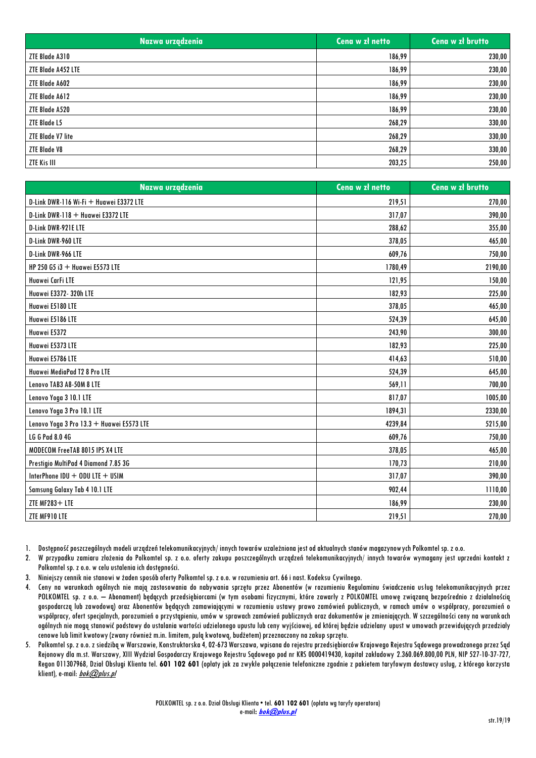| Nazwa urządzenia | Cena w zł netto | Cena w zł brutto |
|---|---|---|
| ZTE Blade A310 | 186,99 | 230,00 |
| ZTE Blade A452 LTE | 186,99 | 230,00 |
| ZTE Blade A602 | 186,99 | 230,00 |
| ZTE Blade A612 | 186,99 | 230,00 |
| ZTE Blade A520 | 186,99 | 230,00 |
| ZTE Blade L5 | 268,29 | 330,00 |
| ZTE Blade V7 lite | 268,29 | 330,00 |
| ZTE Blade V8 | 268,29 | 330,00 |
| ZTE Kis III | 203,25 | 250,00 |

| Nazwa urządzenia | Cena w zł netto | Cena w zł brutto |
|---|---|---|
| D-Link DWR-116 Wi-Fi + Huawei E3372 LTE | 219,51 | 270,00 |
| D-Link DWR-118 + Huawei E3372 LTE | 317,07 | 390,00 |
| D-Link DWR-921E LTE | 288,62 | 355,00 |
| D-Link DWR-960 LTE | 378,05 | 465,00 |
| D-Link DWR-966 LTE | 609,76 | 750,00 |
| HP 250 G5 i3 + Huawei E5573 LTE | 1780,49 | 2190,00 |
| Huawei CarFi LTE | 121,95 | 150,00 |
| Huawei E3372- 320h LTE | 182,93 | 225,00 |
| Huawei E5180 LTE | 378,05 | 465,00 |
| Huawei E5186 LTE | 524,39 | 645,00 |
| Huawei E5372 | 243,90 | 300,00 |
| Huawei E5373 LTE | 182,93 | 225,00 |
| Huawei E5786 LTE | 414,63 | 510,00 |
| Huawei MediaPad T2 8 Pro LTE | 524,39 | 645,00 |
| Lenovo TAB3 A8-50M 8 LTE | 569,11 | 700,00 |
| Lenovo Yoga 3 10.1 LTE | 817,07 | 1005,00 |
| Lenovo Yoga 3 Pro 10.1 LTE | 1894,31 | 2330,00 |
| Lenovo Yoga 3 Pro 13.3 + Huawei E5573 LTE | 4239,84 | 5215,00 |
| LG G Pad 8.0 4G | 609,76 | 750,00 |
| MODECOM FreeTAB 8015 IPS X4 LTE | 378,05 | 465,00 |
| Prestigio MultiPad 4 Diamond 7.85 3G | 170,73 | 210,00 |
| InterPhone IDU + ODU LTE + USIM | 317,07 | 390,00 |
| Samsung Galaxy Tab 4 10.1 LTE | 902,44 | 1110,00 |
| ZTE MF283+ LTE | 186,99 | 230,00 |
| ZTE MF910 LTE | 219,51 | 270,00 |

1. Dostępność poszczególnych modeli urządzeń telekomunikacyjnych/ innych towarów uzależniona jest od aktualnych stanów magazynowych Polkomtel sp. z o.o.
2. W przypadku zamiaru złożenia do Polkomtel sp. z o.o. oferty zakupu poszczególnych urządzeń telekomunikacyjnych/ innych towarów wymagany jest uprzedni kontakt z Polkomtel sp. z o.o. w celu ustalenia ich dostępności.
3. Niniejszy cennik nie stanowi w żaden sposób oferty Polkomtel sp. z o.o. w rozumieniu art. 66 i nast. Kodeksu Cywilnego.
4. Ceny na warunkach ogólnych nie mają zastosowania do nabywania sprzętu przez Abonentów (w rozumieniu Regulaminu świadczenia usług telekomunikacyjnych przez POLKOMTEL sp. z o.o. – Abonament) będących przedsiębiorcami (w tym osobami fizycznymi, które zawarły z POLKOMTEL umowę związaną bezpośrednio z działalnością gospodarczą lub zawodową) oraz Abonentów będących zamawiającymi w rozumieniu ustawy prawo zamówień publicznych, w ramach umów o współpracy, porozumień o współpracy, ofert specjalnych, porozumień o przystąpieniu, umów w sprawach zamówień publicznych oraz dokumentów je zmieniających. W szczególności ceny na warunkach ogólnych nie mogą stanowić podstawy do ustalania wartości udzielonego upustu lub ceny wyjściowej, od której będzie udzielany upust w umowach przewidujących przedziały cenowe lub limit kwotowy (zwany również m.in. limitem, pulą kwotową, budżetem) przeznaczony na zakup sprzętu.
5. Polkomtel sp. z o.o. z siedzibą w Warszawie, Konstruktorska 4, 02-673 Warszawa, wpisana do rejestru przedsiębiorców Krajowego Rejestru Sądowego prowadzonego przez Sąd Rejonowy dla m.st. Warszawy, XIII Wydział Gospodarczy Krajowego Rejestru Sądowego pod nr KRS 0000419430, kapitał zakładowy 2.360.069.800,00 PLN, NIP 527-10-37-727, Regon 011307968, Dział Obsługi Klienta tel. **601 102 601** (opłaty jak za zwykłe połączenie telefoniczne zgodnie z pakietem taryfowym dostawcy usług, z którego korzysta klient), e-mail: *bok@plus.pl*